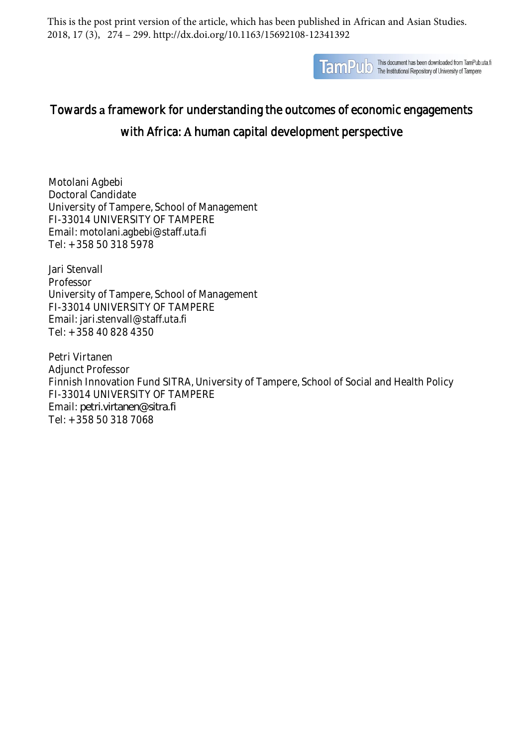This is the post print version of the article, which has been published in African and Asian Studies. 2018, 17 (3), 274 – 299. http://dx.doi.org/10.1163/15692108-12341392

TamPub This document has been downloaded from TamPub.uta.fi The Institutional Repository of University of Tampere

# Towards a framework for understanding the outcomes of economic engagements with Africa: A human capital development perspective

Motolani Agbebi
Doctoral Candidate
University of Tampere, School of Management
FI-33014 UNIVERSITY OF TAMPERE
Email: motolani.agbebi@staff.uta.fi
Tel: +358 50 318 5978

Jari Stenvall
Professor
University of Tampere, School of Management
FI-33014 UNIVERSITY OF TAMPERE
Email: jari.stenvall@staff.uta.fi
Tel: +358 40 828 4350

Petri Virtanen
Adjunct Professor
Finnish Innovation Fund SITRA, University of Tampere, School of Social and Health Policy
FI-33014 UNIVERSITY OF TAMPERE
Email: petri.virtanen@sitra.fi
Tel: +358 50 318 7068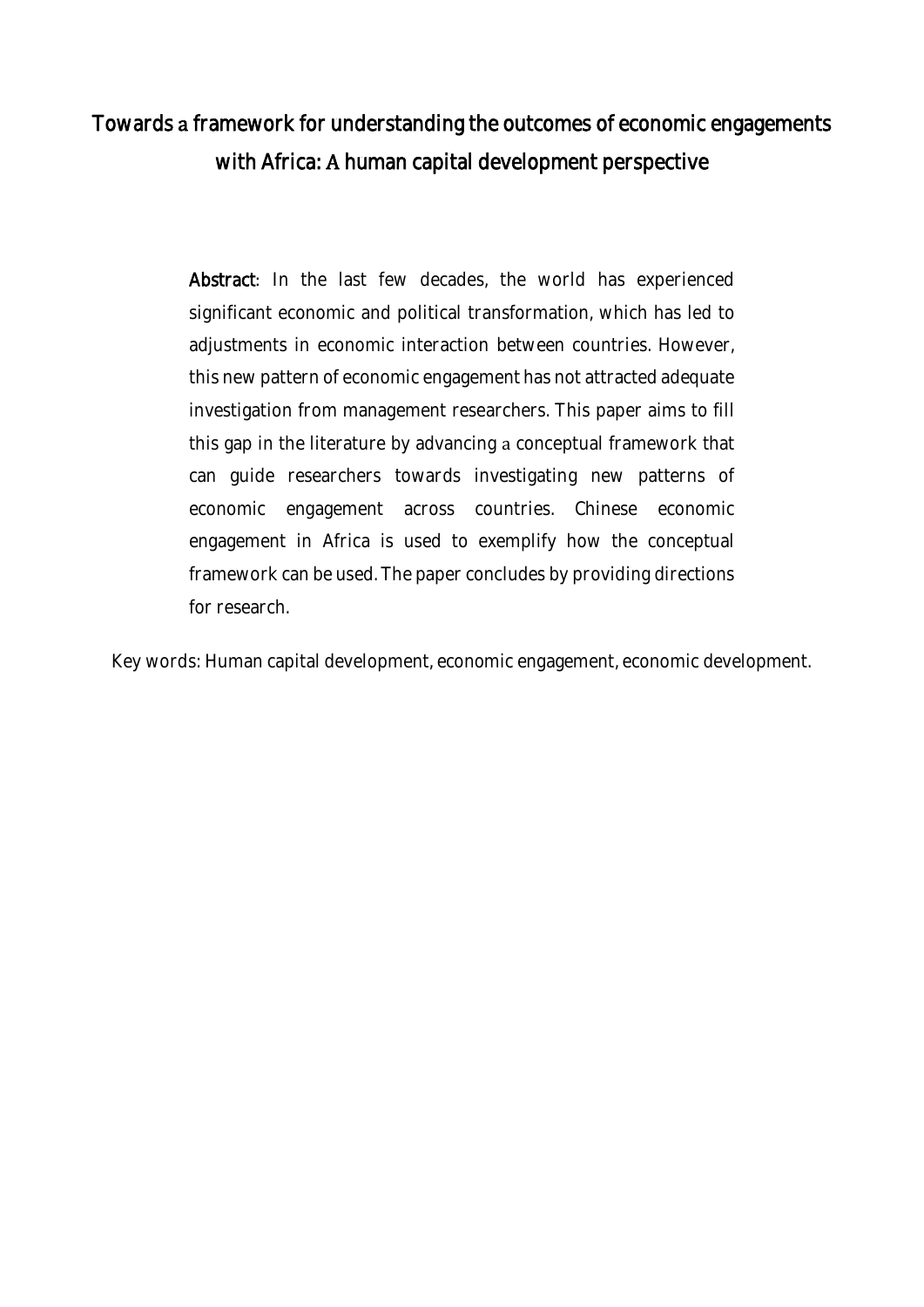# Towards a framework for understanding the outcomes of economic engagements with Africa: A human capital development perspective

**Abstract**: In the last few decades, the world has experienced significant economic and political transformation, which has led to adjustments in economic interaction between countries. However, this new pattern of economic engagement has not attracted adequate investigation from management researchers. This paper aims to fill this gap in the literature by advancing a conceptual framework that can guide researchers towards investigating new patterns of economic engagement across countries. Chinese economic engagement in Africa is used to exemplify how the conceptual framework can be used. The paper concludes by providing directions for research.

Key words: Human capital development, economic engagement, economic development.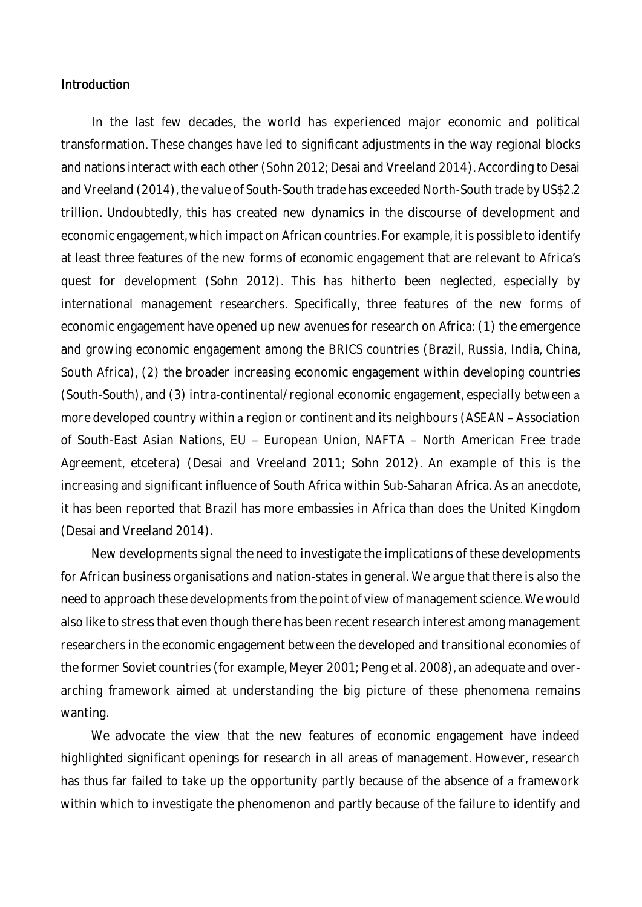## Introduction

In the last few decades, the world has experienced major economic and political transformation. These changes have led to significant adjustments in the way regional blocks and nations interact with each other (Sohn 2012; Desai and Vreeland 2014). According to Desai and Vreeland (2014), the value of South-South trade has exceeded North-South trade by US$2.2 trillion. Undoubtedly, this has created new dynamics in the discourse of development and economic engagement, which impact on African countries. For example, it is possible to identify at least three features of the new forms of economic engagement that are relevant to Africa's quest for development (Sohn 2012). This has hitherto been neglected, especially by international management researchers. Specifically, three features of the new forms of economic engagement have opened up new avenues for research on Africa: (1) the emergence and growing economic engagement among the BRICS countries (Brazil, Russia, India, China, South Africa), (2) the broader increasing economic engagement within developing countries (South-South), and (3) intra-continental/regional economic engagement, especially between a more developed country within a region or continent and its neighbours (ASEAN – Association of South-East Asian Nations, EU – European Union, NAFTA – North American Free trade Agreement, etcetera) (Desai and Vreeland 2011; Sohn 2012). An example of this is the increasing and significant influence of South Africa within Sub-Saharan Africa. As an anecdote, it has been reported that Brazil has more embassies in Africa than does the United Kingdom (Desai and Vreeland 2014).

New developments signal the need to investigate the implications of these developments for African business organisations and nation-states in general. We argue that there is also the need to approach these developments from the point of view of management science. We would also like to stress that even though there has been recent research interest among management researchers in the economic engagement between the developed and transitional economies of the former Soviet countries (for example, Meyer 2001; Peng et al. 2008), an adequate and over-arching framework aimed at understanding the big picture of these phenomena remains wanting.

We advocate the view that the new features of economic engagement have indeed highlighted significant openings for research in all areas of management. However, research has thus far failed to take up the opportunity partly because of the absence of a framework within which to investigate the phenomenon and partly because of the failure to identify and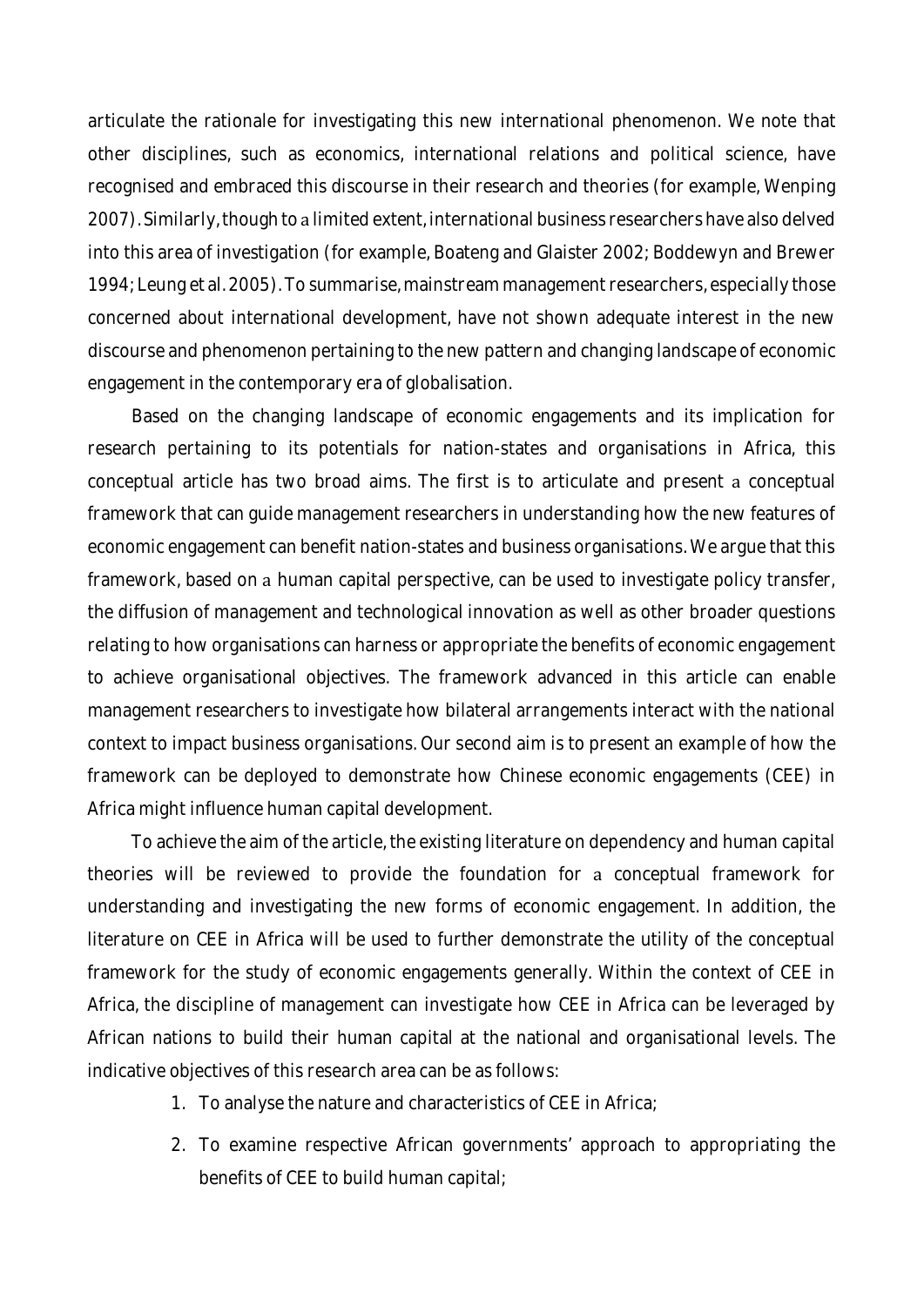articulate the rationale for investigating this new international phenomenon. We note that other disciplines, such as economics, international relations and political science, have recognised and embraced this discourse in their research and theories (for example, Wenping 2007). Similarly, though to a limited extent, international business researchers have also delved into this area of investigation (for example, Boateng and Glaister 2002; Boddewyn and Brewer 1994; Leung et al. 2005). To summarise, mainstream management researchers, especially those concerned about international development, have not shown adequate interest in the new discourse and phenomenon pertaining to the new pattern and changing landscape of economic engagement in the contemporary era of globalisation.

Based on the changing landscape of economic engagements and its implication for research pertaining to its potentials for nation-states and organisations in Africa, this conceptual article has two broad aims. The first is to articulate and present a conceptual framework that can guide management researchers in understanding how the new features of economic engagement can benefit nation-states and business organisations. We argue that this framework, based on a human capital perspective, can be used to investigate policy transfer, the diffusion of management and technological innovation as well as other broader questions relating to how organisations can harness or appropriate the benefits of economic engagement to achieve organisational objectives. The framework advanced in this article can enable management researchers to investigate how bilateral arrangements interact with the national context to impact business organisations. Our second aim is to present an example of how the framework can be deployed to demonstrate how Chinese economic engagements (CEE) in Africa might influence human capital development.

To achieve the aim of the article, the existing literature on dependency and human capital theories will be reviewed to provide the foundation for a conceptual framework for understanding and investigating the new forms of economic engagement. In addition, the literature on CEE in Africa will be used to further demonstrate the utility of the conceptual framework for the study of economic engagements generally. Within the context of CEE in Africa, the discipline of management can investigate how CEE in Africa can be leveraged by African nations to build their human capital at the national and organisational levels. The indicative objectives of this research area can be as follows:

1. To analyse the nature and characteristics of CEE in Africa;
2. To examine respective African governments' approach to appropriating the benefits of CEE to build human capital;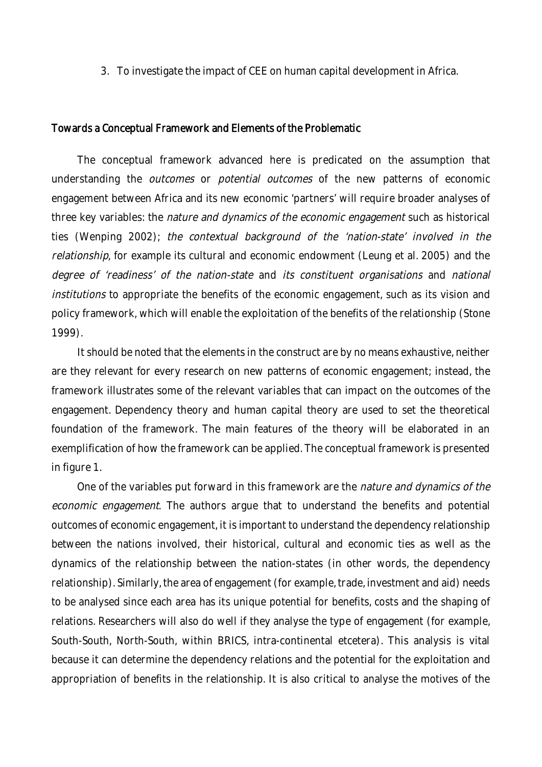3. To investigate the impact of CEE on human capital development in Africa.

## Towards a Conceptual Framework and Elements of the Problematic

The conceptual framework advanced here is predicated on the assumption that understanding the *outcomes* or *potential outcomes* of the new patterns of economic engagement between Africa and its new economic 'partners' will require broader analyses of three key variables: the *nature and dynamics of the economic engagement* such as historical ties (Wenping 2002); *the contextual background of the 'nation-state' involved in the relationship*, for example its cultural and economic endowment (Leung et al. 2005) and the *degree of 'readiness' of the nation-state* and *its constituent organisations* and *national institutions* to appropriate the benefits of the economic engagement, such as its vision and policy framework, which will enable the exploitation of the benefits of the relationship (Stone 1999).

It should be noted that the elements in the construct are by no means exhaustive, neither are they relevant for every research on new patterns of economic engagement; instead, the framework illustrates some of the relevant variables that can impact on the outcomes of the engagement. Dependency theory and human capital theory are used to set the theoretical foundation of the framework. The main features of the theory will be elaborated in an exemplification of how the framework can be applied. The conceptual framework is presented in figure 1.

One of the variables put forward in this framework are the *nature and dynamics of the economic engagement*. The authors argue that to understand the benefits and potential outcomes of economic engagement, it is important to understand the dependency relationship between the nations involved, their historical, cultural and economic ties as well as the dynamics of the relationship between the nation-states (in other words, the dependency relationship). Similarly, the area of engagement (for example, trade, investment and aid) needs to be analysed since each area has its unique potential for benefits, costs and the shaping of relations. Researchers will also do well if they analyse the type of engagement (for example, South-South, North-South, within BRICS, intra-continental etcetera). This analysis is vital because it can determine the dependency relations and the potential for the exploitation and appropriation of benefits in the relationship. It is also critical to analyse the motives of the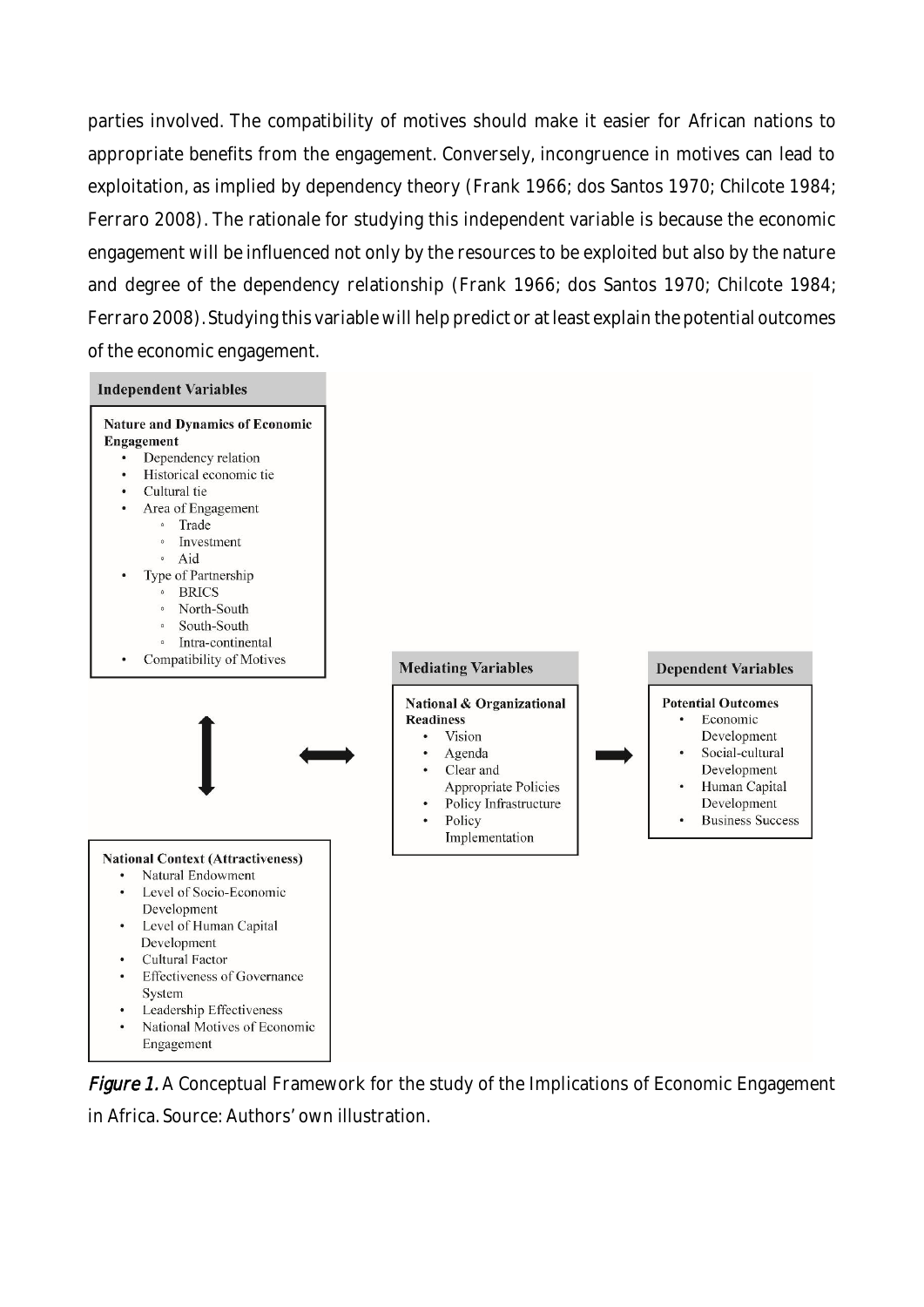parties involved. The compatibility of motives should make it easier for African nations to appropriate benefits from the engagement. Conversely, incongruence in motives can lead to exploitation, as implied by dependency theory (Frank 1966; dos Santos 1970; Chilcote 1984; Ferraro 2008). The rationale for studying this independent variable is because the economic engagement will be influenced not only by the resources to be exploited but also by the nature and degree of the dependency relationship (Frank 1966; dos Santos 1970; Chilcote 1984; Ferraro 2008). Studying this variable will help predict or at least explain the potential outcomes of the economic engagement.

**Independent Variables**

**Nature and Dynamics of Economic Engagement**
- Dependency relation
- Historical economic tie
- Cultural tie
- Area of Engagement
  - Trade
  - Investment
  - Aid
- Type of Partnership
  - BRICS
  - North-South
  - South-South
  - Intra-continental
- Compatibility of Motives

**National Context (Attractiveness)**
- Natural Endowment
- Level of Socio-Economic Development
- Level of Human Capital Development
- Cultural Factor
- Effectiveness of Governance System
- Leadership Effectiveness
- National Motives of Economic Engagement

**Mediating Variables**

**National & Organizational Readiness**
- Vision
- Agenda
- Clear and Appropriate Policies
- Policy Infrastructure
- Policy Implementation

**Dependent Variables**

**Potential Outcomes**
- Economic Development
- Social-cultural Development
- Human Capital Development
- Business Success

*Figure 1.* A Conceptual Framework for the study of the Implications of Economic Engagement in Africa. Source: Authors' own illustration.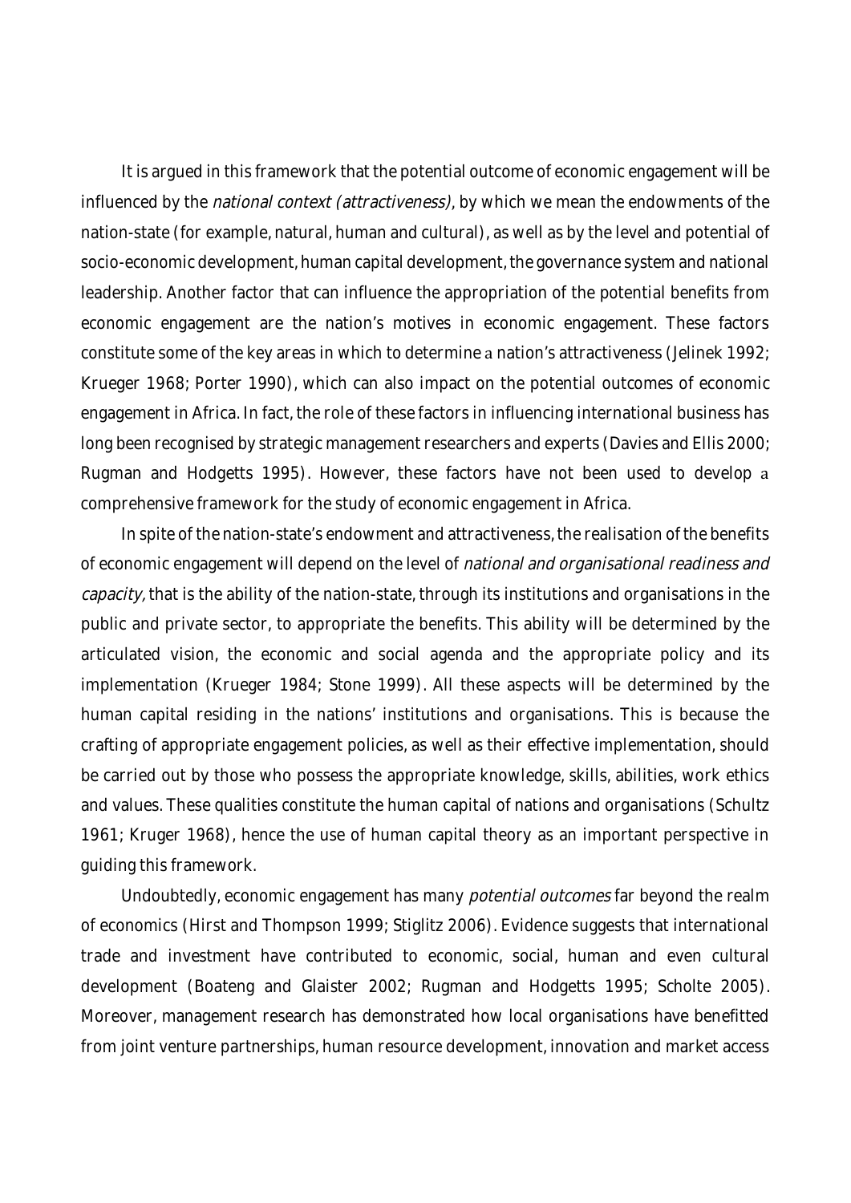It is argued in this framework that the potential outcome of economic engagement will be influenced by the *national context (attractiveness)*, by which we mean the endowments of the nation-state (for example, natural, human and cultural), as well as by the level and potential of socio-economic development, human capital development, the governance system and national leadership. Another factor that can influence the appropriation of the potential benefits from economic engagement are the nation's motives in economic engagement. These factors constitute some of the key areas in which to determine a nation's attractiveness (Jelinek 1992; Krueger 1968; Porter 1990), which can also impact on the potential outcomes of economic engagement in Africa. In fact, the role of these factors in influencing international business has long been recognised by strategic management researchers and experts (Davies and Ellis 2000; Rugman and Hodgetts 1995). However, these factors have not been used to develop a comprehensive framework for the study of economic engagement in Africa.

In spite of the nation-state's endowment and attractiveness, the realisation of the benefits of economic engagement will depend on the level of *national and organisational readiness and capacity,* that is the ability of the nation-state, through its institutions and organisations in the public and private sector, to appropriate the benefits. This ability will be determined by the articulated vision, the economic and social agenda and the appropriate policy and its implementation (Krueger 1984; Stone 1999). All these aspects will be determined by the human capital residing in the nations' institutions and organisations. This is because the crafting of appropriate engagement policies, as well as their effective implementation, should be carried out by those who possess the appropriate knowledge, skills, abilities, work ethics and values. These qualities constitute the human capital of nations and organisations (Schultz 1961; Kruger 1968), hence the use of human capital theory as an important perspective in guiding this framework.

Undoubtedly, economic engagement has many *potential outcomes* far beyond the realm of economics (Hirst and Thompson 1999; Stiglitz 2006). Evidence suggests that international trade and investment have contributed to economic, social, human and even cultural development (Boateng and Glaister 2002; Rugman and Hodgetts 1995; Scholte 2005). Moreover, management research has demonstrated how local organisations have benefitted from joint venture partnerships, human resource development, innovation and market access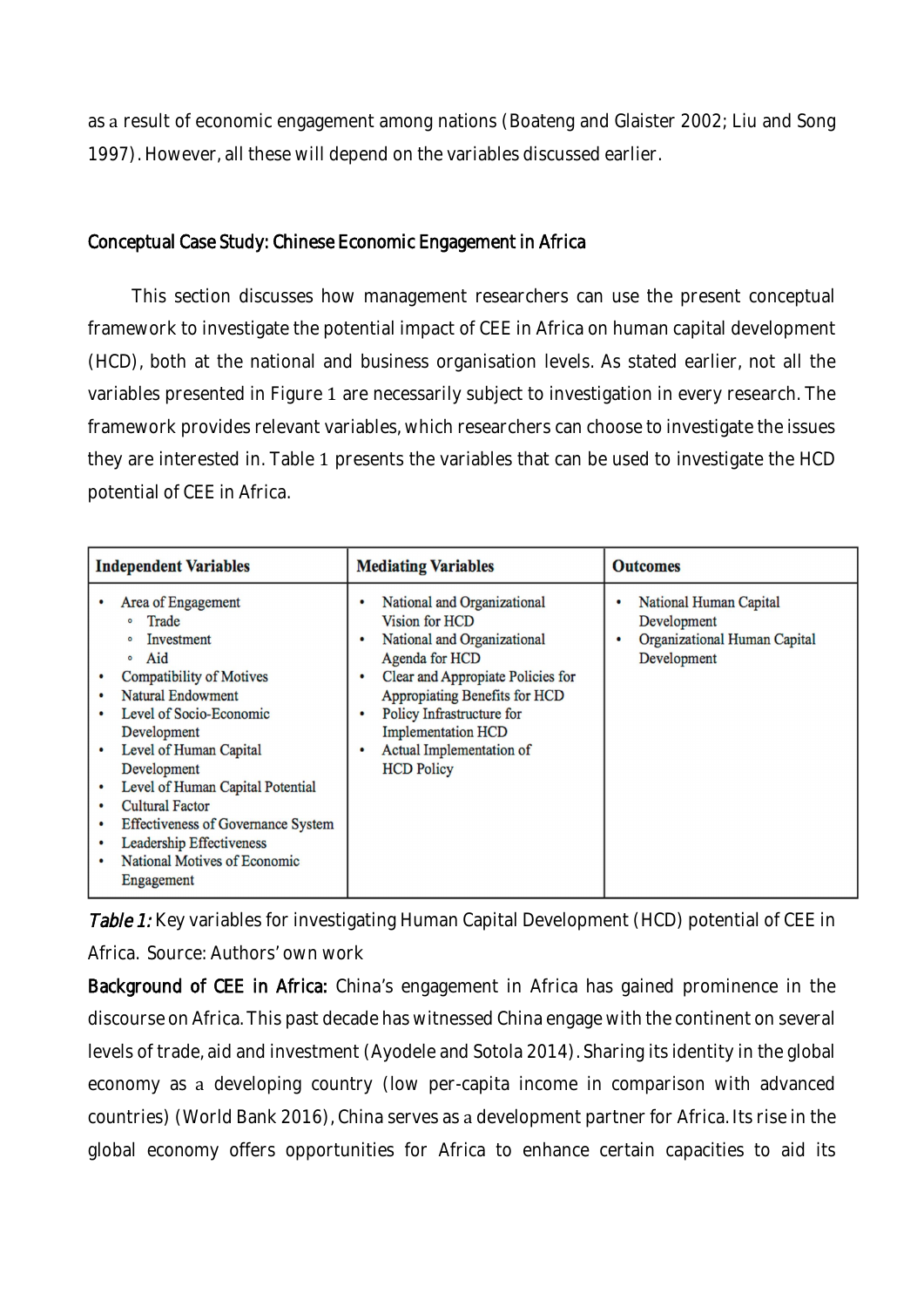as a result of economic engagement among nations (Boateng and Glaister 2002; Liu and Song 1997). However, all these will depend on the variables discussed earlier.

## Conceptual Case Study: Chinese Economic Engagement in Africa

This section discusses how management researchers can use the present conceptual framework to investigate the potential impact of CEE in Africa on human capital development (HCD), both at the national and business organisation levels. As stated earlier, not all the variables presented in Figure 1 are necessarily subject to investigation in every research. The framework provides relevant variables, which researchers can choose to investigate the issues they are interested in. Table 1 presents the variables that can be used to investigate the HCD potential of CEE in Africa.

| Independent Variables | Mediating Variables | Outcomes |
|---|---|---|
| • Area of Engagement<br>  ◦ Trade<br>  ◦ Investment<br>  ◦ Aid<br>• Compatibility of Motives<br>• Natural Endowment<br>• Level of Socio-Economic Development<br>• Level of Human Capital Development<br>• Level of Human Capital Potential<br>• Cultural Factor<br>• Effectiveness of Governance System<br>• Leadership Effectiveness<br>• National Motives of Economic Engagement | • National and Organizational Vision for HCD<br>• National and Organizational Agenda for HCD<br>• Clear and Appropiate Policies for Appropiating Benefits for HCD<br>• Policy Infrastructure for Implementation HCD<br>• Actual Implementation of HCD Policy | • National Human Capital Development<br>• Organizational Human Capital Development |

*Table 1:* Key variables for investigating Human Capital Development (HCD) potential of CEE in Africa. Source: Authors' own work

**Background of CEE in Africa:** China's engagement in Africa has gained prominence in the discourse on Africa. This past decade has witnessed China engage with the continent on several levels of trade, aid and investment (Ayodele and Sotola 2014). Sharing its identity in the global economy as a developing country (low per-capita income in comparison with advanced countries) (World Bank 2016), China serves as a development partner for Africa. Its rise in the global economy offers opportunities for Africa to enhance certain capacities to aid its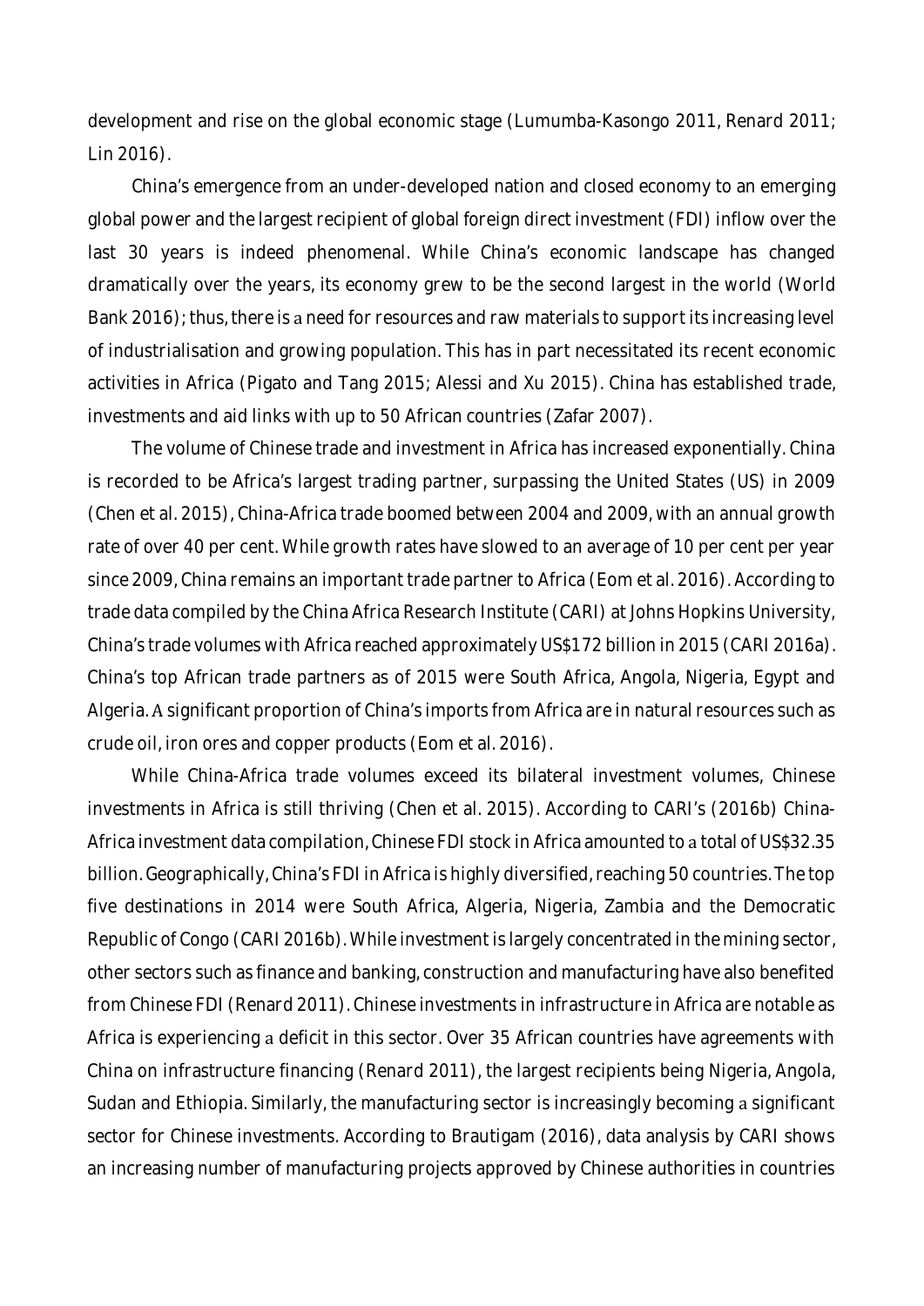development and rise on the global economic stage (Lumumba-Kasongo 2011, Renard 2011; Lin 2016).

China's emergence from an under-developed nation and closed economy to an emerging global power and the largest recipient of global foreign direct investment (FDI) inflow over the last 30 years is indeed phenomenal. While China's economic landscape has changed dramatically over the years, its economy grew to be the second largest in the world (World Bank 2016); thus, there is a need for resources and raw materials to support its increasing level of industrialisation and growing population. This has in part necessitated its recent economic activities in Africa (Pigato and Tang 2015; Alessi and Xu 2015). China has established trade, investments and aid links with up to 50 African countries (Zafar 2007).

The volume of Chinese trade and investment in Africa has increased exponentially. China is recorded to be Africa's largest trading partner, surpassing the United States (US) in 2009 (Chen et al. 2015), China-Africa trade boomed between 2004 and 2009, with an annual growth rate of over 40 per cent. While growth rates have slowed to an average of 10 per cent per year since 2009, China remains an important trade partner to Africa (Eom et al. 2016). According to trade data compiled by the China Africa Research Institute (CARI) at Johns Hopkins University, China's trade volumes with Africa reached approximately US$172 billion in 2015 (CARI 2016a). China's top African trade partners as of 2015 were South Africa, Angola, Nigeria, Egypt and Algeria. A significant proportion of China's imports from Africa are in natural resources such as crude oil, iron ores and copper products (Eom et al. 2016).

While China-Africa trade volumes exceed its bilateral investment volumes, Chinese investments in Africa is still thriving (Chen et al. 2015). According to CARI's (2016b) China-Africa investment data compilation, Chinese FDI stock in Africa amounted to a total of US$32.35 billion. Geographically, China's FDI in Africa is highly diversified, reaching 50 countries. The top five destinations in 2014 were South Africa, Algeria, Nigeria, Zambia and the Democratic Republic of Congo (CARI 2016b). While investment is largely concentrated in the mining sector, other sectors such as finance and banking, construction and manufacturing have also benefited from Chinese FDI (Renard 2011). Chinese investments in infrastructure in Africa are notable as Africa is experiencing a deficit in this sector. Over 35 African countries have agreements with China on infrastructure financing (Renard 2011), the largest recipients being Nigeria, Angola, Sudan and Ethiopia. Similarly, the manufacturing sector is increasingly becoming a significant sector for Chinese investments. According to Brautigam (2016), data analysis by CARI shows an increasing number of manufacturing projects approved by Chinese authorities in countries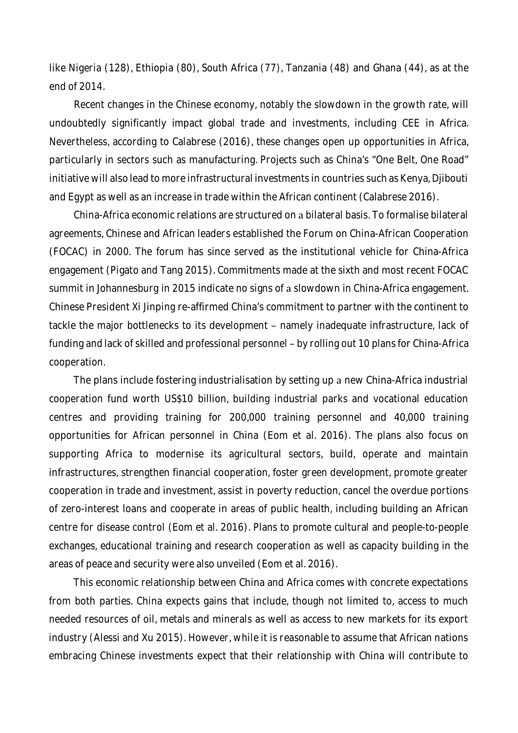like Nigeria (128), Ethiopia (80), South Africa (77), Tanzania (48) and Ghana (44), as at the end of 2014.

Recent changes in the Chinese economy, notably the slowdown in the growth rate, will undoubtedly significantly impact global trade and investments, including CEE in Africa. Nevertheless, according to Calabrese (2016), these changes open up opportunities in Africa, particularly in sectors such as manufacturing. Projects such as China's "One Belt, One Road" initiative will also lead to more infrastructural investments in countries such as Kenya, Djibouti and Egypt as well as an increase in trade within the African continent (Calabrese 2016).

China-Africa economic relations are structured on a bilateral basis. To formalise bilateral agreements, Chinese and African leaders established the Forum on China-African Cooperation (FOCAC) in 2000. The forum has since served as the institutional vehicle for China-Africa engagement (Pigato and Tang 2015). Commitments made at the sixth and most recent FOCAC summit in Johannesburg in 2015 indicate no signs of a slowdown in China-Africa engagement. Chinese President Xi Jinping re-affirmed China's commitment to partner with the continent to tackle the major bottlenecks to its development – namely inadequate infrastructure, lack of funding and lack of skilled and professional personnel – by rolling out 10 plans for China-Africa cooperation.

The plans include fostering industrialisation by setting up a new China-Africa industrial cooperation fund worth US$10 billion, building industrial parks and vocational education centres and providing training for 200,000 training personnel and 40,000 training opportunities for African personnel in China (Eom et al. 2016). The plans also focus on supporting Africa to modernise its agricultural sectors, build, operate and maintain infrastructures, strengthen financial cooperation, foster green development, promote greater cooperation in trade and investment, assist in poverty reduction, cancel the overdue portions of zero-interest loans and cooperate in areas of public health, including building an African centre for disease control (Eom et al. 2016). Plans to promote cultural and people-to-people exchanges, educational training and research cooperation as well as capacity building in the areas of peace and security were also unveiled (Eom et al. 2016).

This economic relationship between China and Africa comes with concrete expectations from both parties. China expects gains that include, though not limited to, access to much needed resources of oil, metals and minerals as well as access to new markets for its export industry (Alessi and Xu 2015). However, while it is reasonable to assume that African nations embracing Chinese investments expect that their relationship with China will contribute to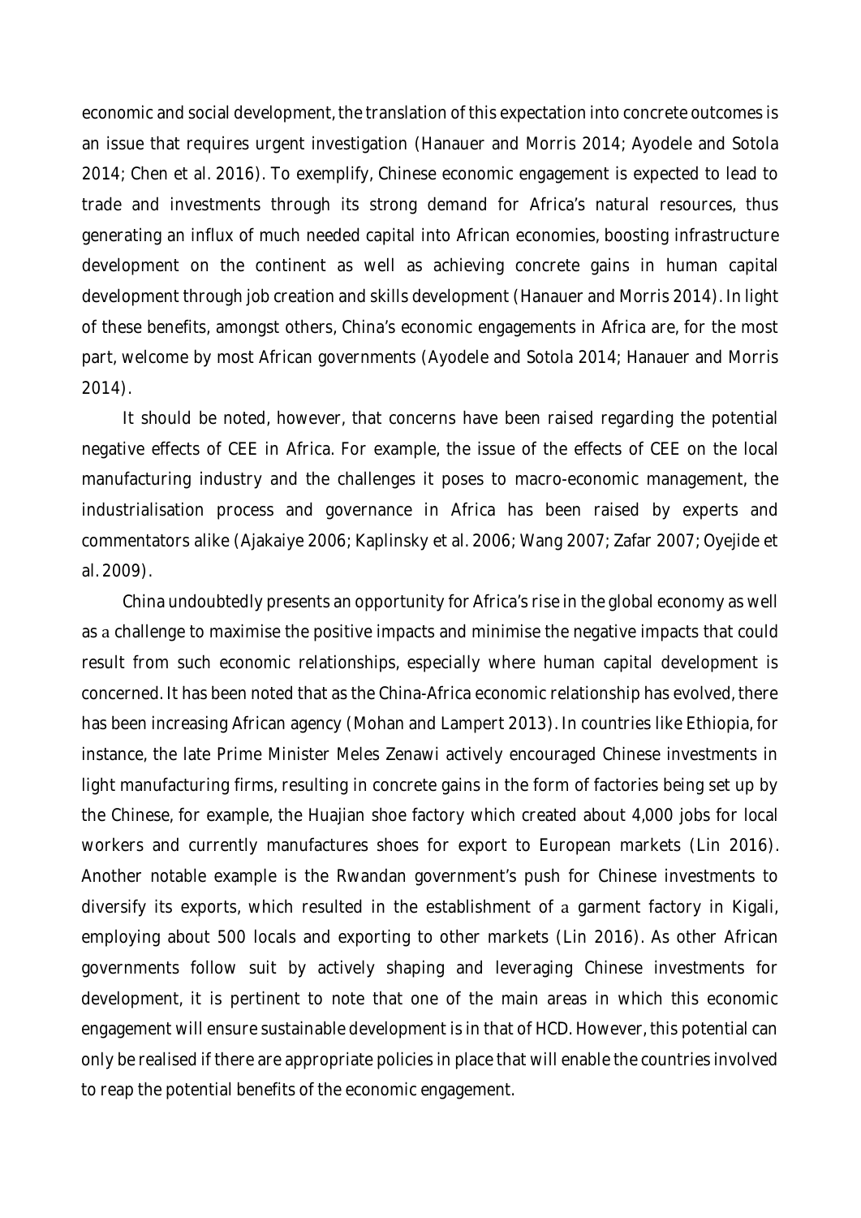economic and social development, the translation of this expectation into concrete outcomes is an issue that requires urgent investigation (Hanauer and Morris 2014; Ayodele and Sotola 2014; Chen et al. 2016). To exemplify, Chinese economic engagement is expected to lead to trade and investments through its strong demand for Africa's natural resources, thus generating an influx of much needed capital into African economies, boosting infrastructure development on the continent as well as achieving concrete gains in human capital development through job creation and skills development (Hanauer and Morris 2014). In light of these benefits, amongst others, China's economic engagements in Africa are, for the most part, welcome by most African governments (Ayodele and Sotola 2014; Hanauer and Morris 2014).

It should be noted, however, that concerns have been raised regarding the potential negative effects of CEE in Africa. For example, the issue of the effects of CEE on the local manufacturing industry and the challenges it poses to macro-economic management, the industrialisation process and governance in Africa has been raised by experts and commentators alike (Ajakaiye 2006; Kaplinsky et al. 2006; Wang 2007; Zafar 2007; Oyejide et al. 2009).

China undoubtedly presents an opportunity for Africa's rise in the global economy as well as a challenge to maximise the positive impacts and minimise the negative impacts that could result from such economic relationships, especially where human capital development is concerned. It has been noted that as the China-Africa economic relationship has evolved, there has been increasing African agency (Mohan and Lampert 2013). In countries like Ethiopia, for instance, the late Prime Minister Meles Zenawi actively encouraged Chinese investments in light manufacturing firms, resulting in concrete gains in the form of factories being set up by the Chinese, for example, the Huajian shoe factory which created about 4,000 jobs for local workers and currently manufactures shoes for export to European markets (Lin 2016). Another notable example is the Rwandan government's push for Chinese investments to diversify its exports, which resulted in the establishment of a garment factory in Kigali, employing about 500 locals and exporting to other markets (Lin 2016). As other African governments follow suit by actively shaping and leveraging Chinese investments for development, it is pertinent to note that one of the main areas in which this economic engagement will ensure sustainable development is in that of HCD. However, this potential can only be realised if there are appropriate policies in place that will enable the countries involved to reap the potential benefits of the economic engagement.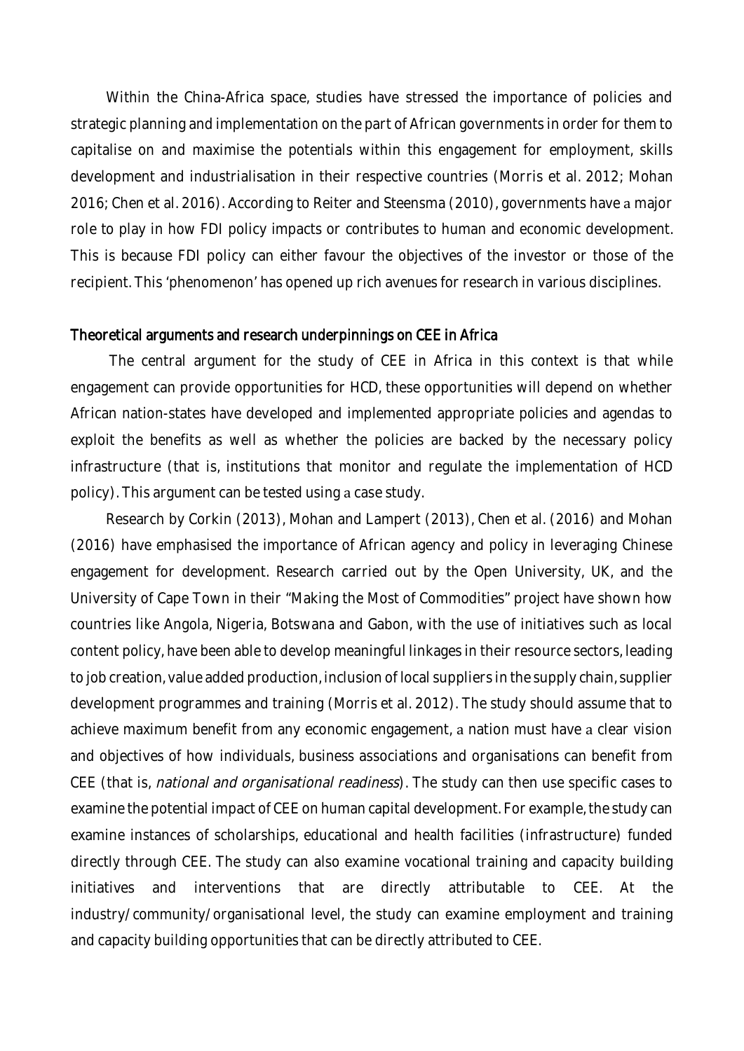Within the China-Africa space, studies have stressed the importance of policies and strategic planning and implementation on the part of African governments in order for them to capitalise on and maximise the potentials within this engagement for employment, skills development and industrialisation in their respective countries (Morris et al. 2012; Mohan 2016; Chen et al. 2016). According to Reiter and Steensma (2010), governments have a major role to play in how FDI policy impacts or contributes to human and economic development. This is because FDI policy can either favour the objectives of the investor or those of the recipient. This 'phenomenon' has opened up rich avenues for research in various disciplines.

## Theoretical arguments and research underpinnings on CEE in Africa

The central argument for the study of CEE in Africa in this context is that while engagement can provide opportunities for HCD, these opportunities will depend on whether African nation-states have developed and implemented appropriate policies and agendas to exploit the benefits as well as whether the policies are backed by the necessary policy infrastructure (that is, institutions that monitor and regulate the implementation of HCD policy). This argument can be tested using a case study.

Research by Corkin (2013), Mohan and Lampert (2013), Chen et al. (2016) and Mohan (2016) have emphasised the importance of African agency and policy in leveraging Chinese engagement for development. Research carried out by the Open University, UK, and the University of Cape Town in their "Making the Most of Commodities" project have shown how countries like Angola, Nigeria, Botswana and Gabon, with the use of initiatives such as local content policy, have been able to develop meaningful linkages in their resource sectors, leading to job creation, value added production, inclusion of local suppliers in the supply chain, supplier development programmes and training (Morris et al. 2012). The study should assume that to achieve maximum benefit from any economic engagement, a nation must have a clear vision and objectives of how individuals, business associations and organisations can benefit from CEE (that is, *national and organisational readiness*). The study can then use specific cases to examine the potential impact of CEE on human capital development. For example, the study can examine instances of scholarships, educational and health facilities (infrastructure) funded directly through CEE. The study can also examine vocational training and capacity building initiatives and interventions that are directly attributable to CEE. At the industry/community/organisational level, the study can examine employment and training and capacity building opportunities that can be directly attributed to CEE.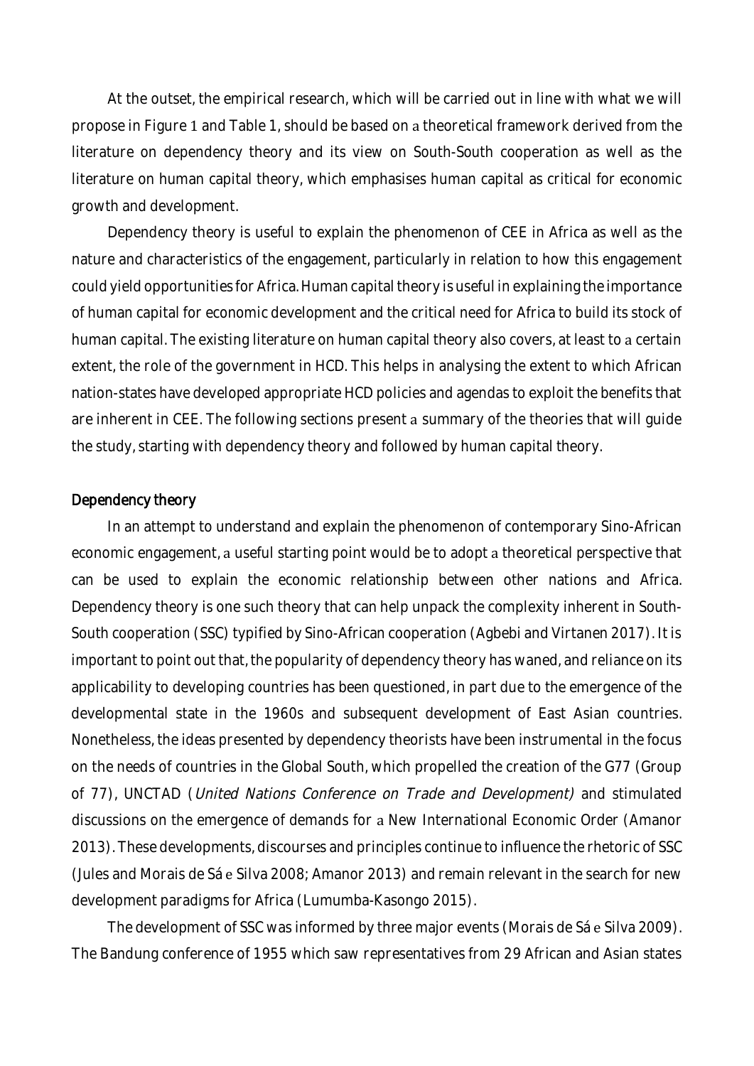At the outset, the empirical research, which will be carried out in line with what we will propose in Figure 1 and Table 1, should be based on a theoretical framework derived from the literature on dependency theory and its view on South-South cooperation as well as the literature on human capital theory, which emphasises human capital as critical for economic growth and development.

Dependency theory is useful to explain the phenomenon of CEE in Africa as well as the nature and characteristics of the engagement, particularly in relation to how this engagement could yield opportunities for Africa. Human capital theory is useful in explaining the importance of human capital for economic development and the critical need for Africa to build its stock of human capital. The existing literature on human capital theory also covers, at least to a certain extent, the role of the government in HCD. This helps in analysing the extent to which African nation-states have developed appropriate HCD policies and agendas to exploit the benefits that are inherent in CEE. The following sections present a summary of the theories that will guide the study, starting with dependency theory and followed by human capital theory.

## Dependency theory

In an attempt to understand and explain the phenomenon of contemporary Sino-African economic engagement, a useful starting point would be to adopt a theoretical perspective that can be used to explain the economic relationship between other nations and Africa. Dependency theory is one such theory that can help unpack the complexity inherent in South-South cooperation (SSC) typified by Sino-African cooperation (Agbebi and Virtanen 2017). It is important to point out that, the popularity of dependency theory has waned, and reliance on its applicability to developing countries has been questioned, in part due to the emergence of the developmental state in the 1960s and subsequent development of East Asian countries. Nonetheless, the ideas presented by dependency theorists have been instrumental in the focus on the needs of countries in the Global South, which propelled the creation of the G77 (Group of 77), UNCTAD (*United Nations Conference on Trade and Development)* and stimulated discussions on the emergence of demands for a New International Economic Order (Amanor 2013). These developments, discourses and principles continue to influence the rhetoric of SSC (Jules and Morais de Sá e Silva 2008; Amanor 2013) and remain relevant in the search for new development paradigms for Africa (Lumumba-Kasongo 2015).

The development of SSC was informed by three major events (Morais de Sá e Silva 2009). The Bandung conference of 1955 which saw representatives from 29 African and Asian states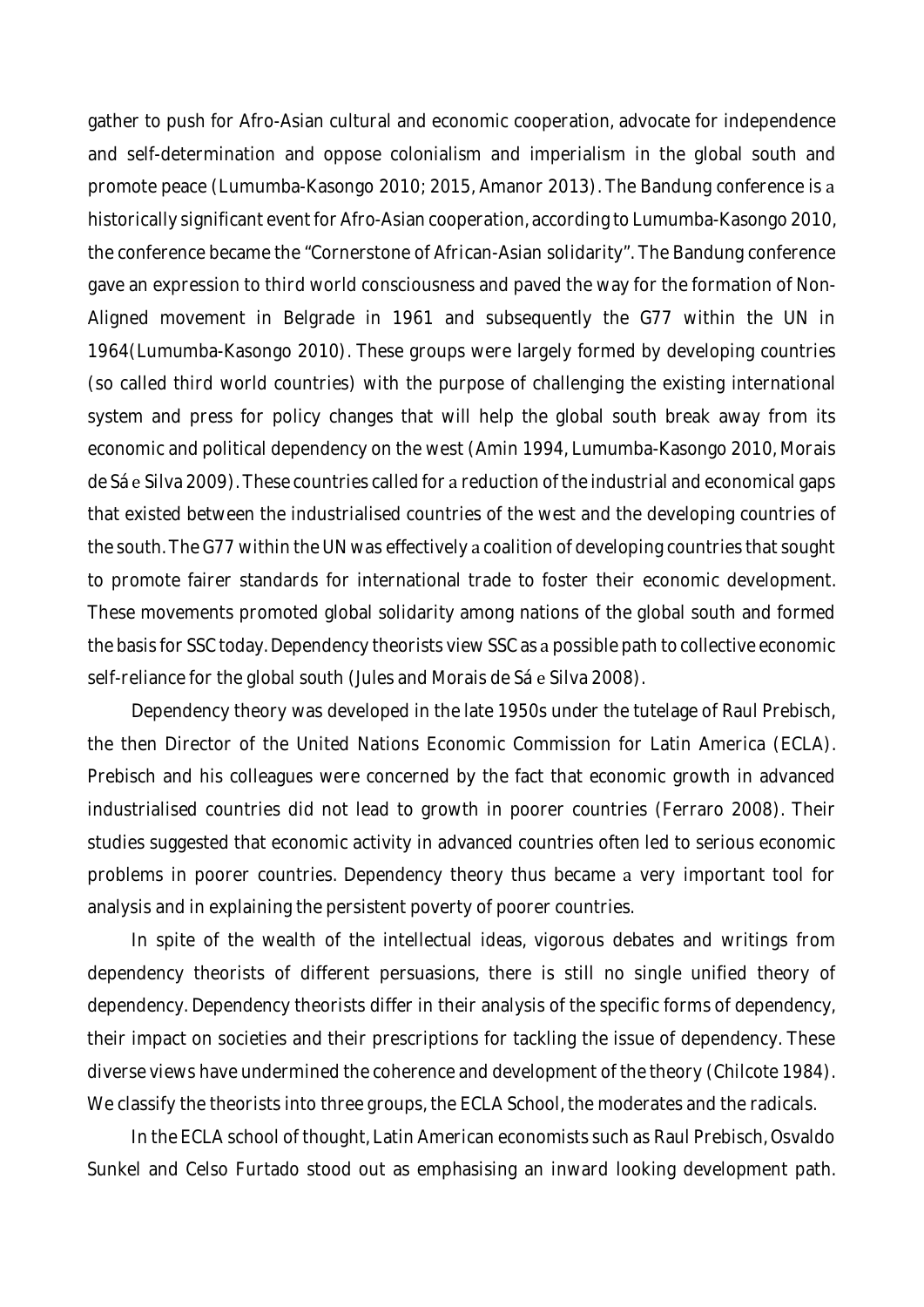gather to push for Afro-Asian cultural and economic cooperation, advocate for independence and self-determination and oppose colonialism and imperialism in the global south and promote peace (Lumumba-Kasongo 2010; 2015, Amanor 2013). The Bandung conference is a historically significant event for Afro-Asian cooperation, according to Lumumba-Kasongo 2010, the conference became the "Cornerstone of African-Asian solidarity". The Bandung conference gave an expression to third world consciousness and paved the way for the formation of Non-Aligned movement in Belgrade in 1961 and subsequently the G77 within the UN in 1964(Lumumba-Kasongo 2010). These groups were largely formed by developing countries (so called third world countries) with the purpose of challenging the existing international system and press for policy changes that will help the global south break away from its economic and political dependency on the west (Amin 1994, Lumumba-Kasongo 2010, Morais de Sá e Silva 2009). These countries called for a reduction of the industrial and economical gaps that existed between the industrialised countries of the west and the developing countries of the south. The G77 within the UN was effectively a coalition of developing countries that sought to promote fairer standards for international trade to foster their economic development. These movements promoted global solidarity among nations of the global south and formed the basis for SSC today. Dependency theorists view SSC as a possible path to collective economic self-reliance for the global south (Jules and Morais de Sá e Silva 2008).

Dependency theory was developed in the late 1950s under the tutelage of Raul Prebisch, the then Director of the United Nations Economic Commission for Latin America (ECLA). Prebisch and his colleagues were concerned by the fact that economic growth in advanced industrialised countries did not lead to growth in poorer countries (Ferraro 2008). Their studies suggested that economic activity in advanced countries often led to serious economic problems in poorer countries. Dependency theory thus became a very important tool for analysis and in explaining the persistent poverty of poorer countries.

In spite of the wealth of the intellectual ideas, vigorous debates and writings from dependency theorists of different persuasions, there is still no single unified theory of dependency. Dependency theorists differ in their analysis of the specific forms of dependency, their impact on societies and their prescriptions for tackling the issue of dependency. These diverse views have undermined the coherence and development of the theory (Chilcote 1984). We classify the theorists into three groups, the ECLA School, the moderates and the radicals.

In the ECLA school of thought, Latin American economists such as Raul Prebisch, Osvaldo Sunkel and Celso Furtado stood out as emphasising an inward looking development path.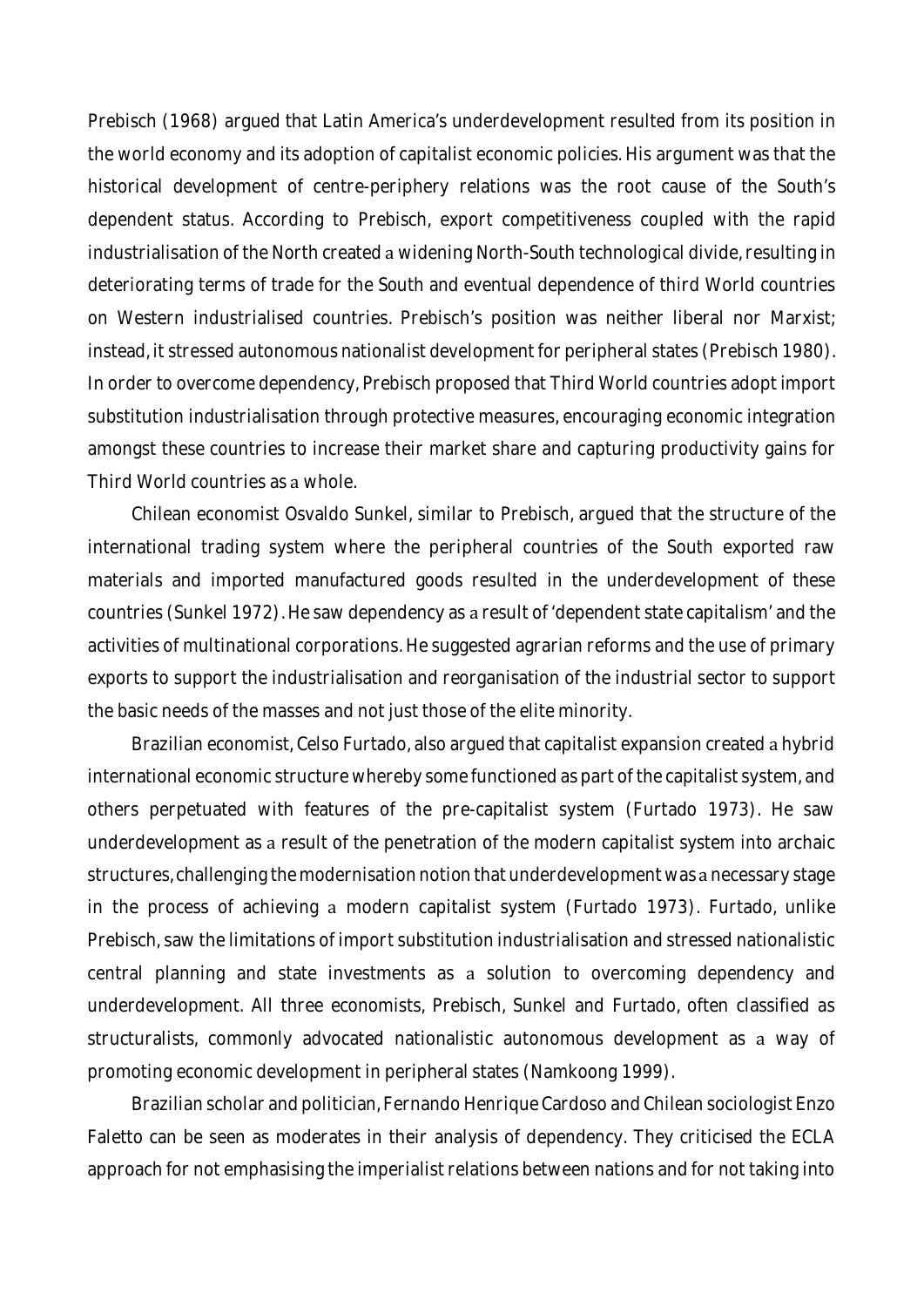Prebisch (1968) argued that Latin America's underdevelopment resulted from its position in the world economy and its adoption of capitalist economic policies. His argument was that the historical development of centre-periphery relations was the root cause of the South's dependent status. According to Prebisch, export competitiveness coupled with the rapid industrialisation of the North created a widening North-South technological divide, resulting in deteriorating terms of trade for the South and eventual dependence of third World countries on Western industrialised countries. Prebisch's position was neither liberal nor Marxist; instead, it stressed autonomous nationalist development for peripheral states (Prebisch 1980). In order to overcome dependency, Prebisch proposed that Third World countries adopt import substitution industrialisation through protective measures, encouraging economic integration amongst these countries to increase their market share and capturing productivity gains for Third World countries as a whole.

Chilean economist Osvaldo Sunkel, similar to Prebisch, argued that the structure of the international trading system where the peripheral countries of the South exported raw materials and imported manufactured goods resulted in the underdevelopment of these countries (Sunkel 1972). He saw dependency as a result of 'dependent state capitalism' and the activities of multinational corporations. He suggested agrarian reforms and the use of primary exports to support the industrialisation and reorganisation of the industrial sector to support the basic needs of the masses and not just those of the elite minority.

Brazilian economist, Celso Furtado, also argued that capitalist expansion created a hybrid international economic structure whereby some functioned as part of the capitalist system, and others perpetuated with features of the pre-capitalist system (Furtado 1973). He saw underdevelopment as a result of the penetration of the modern capitalist system into archaic structures, challenging the modernisation notion that underdevelopment was a necessary stage in the process of achieving a modern capitalist system (Furtado 1973). Furtado, unlike Prebisch, saw the limitations of import substitution industrialisation and stressed nationalistic central planning and state investments as a solution to overcoming dependency and underdevelopment. All three economists, Prebisch, Sunkel and Furtado, often classified as structuralists, commonly advocated nationalistic autonomous development as a way of promoting economic development in peripheral states (Namkoong 1999).

Brazilian scholar and politician, Fernando Henrique Cardoso and Chilean sociologist Enzo Faletto can be seen as moderates in their analysis of dependency. They criticised the ECLA approach for not emphasising the imperialist relations between nations and for not taking into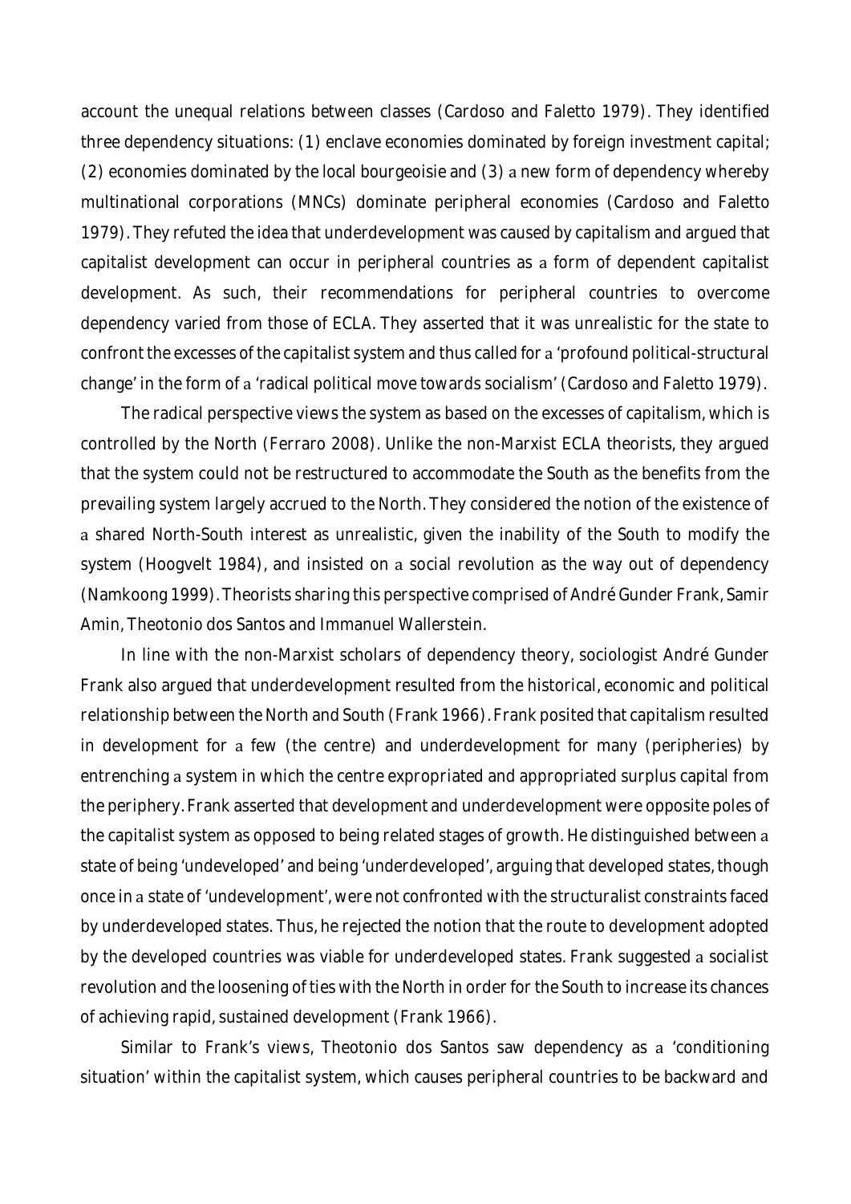account the unequal relations between classes (Cardoso and Faletto 1979). They identified three dependency situations: (1) enclave economies dominated by foreign investment capital; (2) economies dominated by the local bourgeoisie and (3) a new form of dependency whereby multinational corporations (MNCs) dominate peripheral economies (Cardoso and Faletto 1979). They refuted the idea that underdevelopment was caused by capitalism and argued that capitalist development can occur in peripheral countries as a form of dependent capitalist development. As such, their recommendations for peripheral countries to overcome dependency varied from those of ECLA. They asserted that it was unrealistic for the state to confront the excesses of the capitalist system and thus called for a 'profound political-structural change' in the form of a 'radical political move towards socialism' (Cardoso and Faletto 1979).

The radical perspective views the system as based on the excesses of capitalism, which is controlled by the North (Ferraro 2008). Unlike the non-Marxist ECLA theorists, they argued that the system could not be restructured to accommodate the South as the benefits from the prevailing system largely accrued to the North. They considered the notion of the existence of a shared North-South interest as unrealistic, given the inability of the South to modify the system (Hoogvelt 1984), and insisted on a social revolution as the way out of dependency (Namkoong 1999). Theorists sharing this perspective comprised of André Gunder Frank, Samir Amin, Theotonio dos Santos and Immanuel Wallerstein.

In line with the non-Marxist scholars of dependency theory, sociologist André Gunder Frank also argued that underdevelopment resulted from the historical, economic and political relationship between the North and South (Frank 1966). Frank posited that capitalism resulted in development for a few (the centre) and underdevelopment for many (peripheries) by entrenching a system in which the centre expropriated and appropriated surplus capital from the periphery. Frank asserted that development and underdevelopment were opposite poles of the capitalist system as opposed to being related stages of growth. He distinguished between a state of being 'undeveloped' and being 'underdeveloped', arguing that developed states, though once in a state of 'undevelopment', were not confronted with the structuralist constraints faced by underdeveloped states. Thus, he rejected the notion that the route to development adopted by the developed countries was viable for underdeveloped states. Frank suggested a socialist revolution and the loosening of ties with the North in order for the South to increase its chances of achieving rapid, sustained development (Frank 1966).

Similar to Frank's views, Theotonio dos Santos saw dependency as a 'conditioning situation' within the capitalist system, which causes peripheral countries to be backward and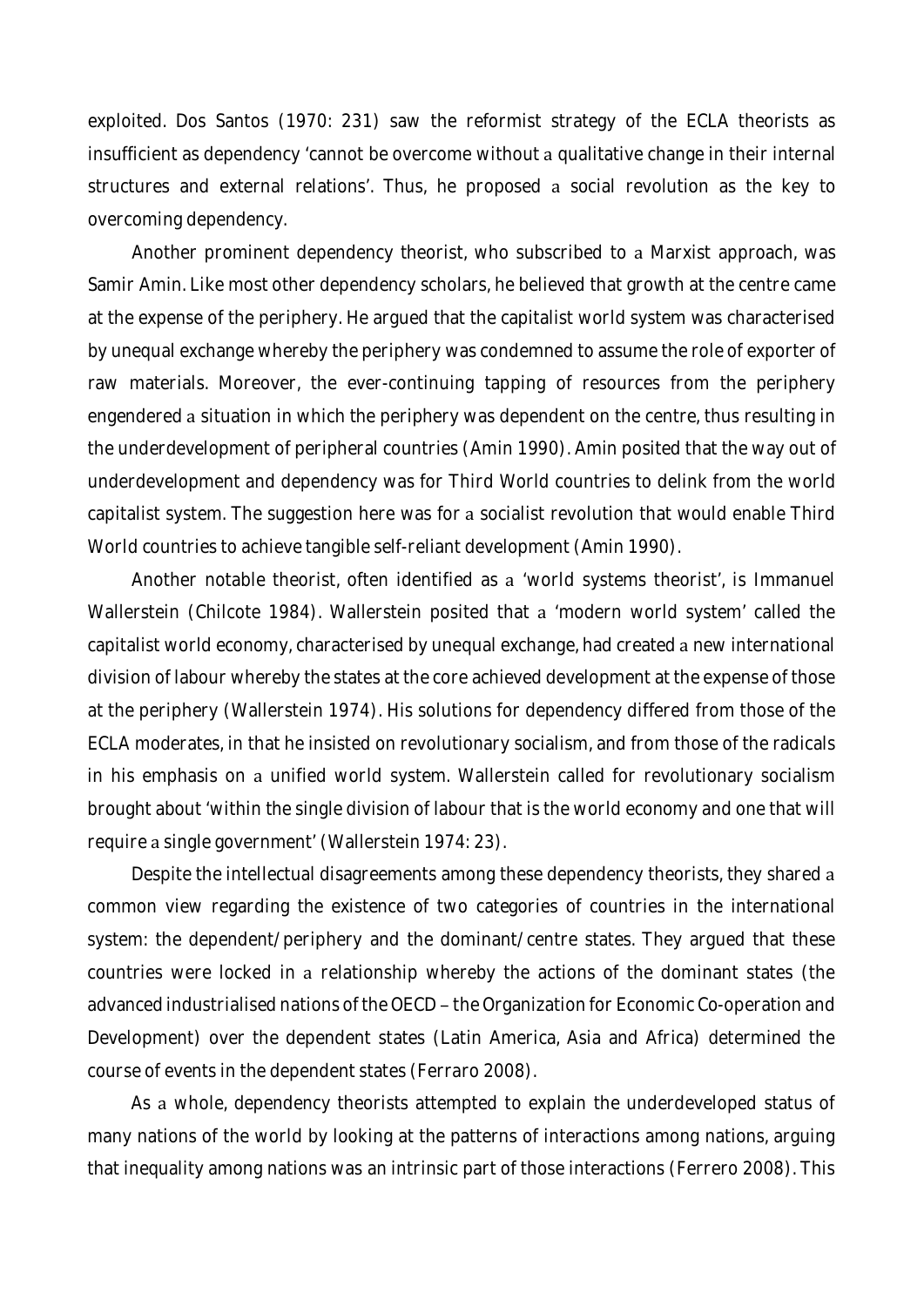exploited. Dos Santos (1970: 231) saw the reformist strategy of the ECLA theorists as insufficient as dependency 'cannot be overcome without a qualitative change in their internal structures and external relations'. Thus, he proposed a social revolution as the key to overcoming dependency.

Another prominent dependency theorist, who subscribed to a Marxist approach, was Samir Amin. Like most other dependency scholars, he believed that growth at the centre came at the expense of the periphery. He argued that the capitalist world system was characterised by unequal exchange whereby the periphery was condemned to assume the role of exporter of raw materials. Moreover, the ever-continuing tapping of resources from the periphery engendered a situation in which the periphery was dependent on the centre, thus resulting in the underdevelopment of peripheral countries (Amin 1990). Amin posited that the way out of underdevelopment and dependency was for Third World countries to delink from the world capitalist system. The suggestion here was for a socialist revolution that would enable Third World countries to achieve tangible self-reliant development (Amin 1990).

Another notable theorist, often identified as a 'world systems theorist', is Immanuel Wallerstein (Chilcote 1984). Wallerstein posited that a 'modern world system' called the capitalist world economy, characterised by unequal exchange, had created a new international division of labour whereby the states at the core achieved development at the expense of those at the periphery (Wallerstein 1974). His solutions for dependency differed from those of the ECLA moderates, in that he insisted on revolutionary socialism, and from those of the radicals in his emphasis on a unified world system. Wallerstein called for revolutionary socialism brought about 'within the single division of labour that is the world economy and one that will require a single government' (Wallerstein 1974: 23).

Despite the intellectual disagreements among these dependency theorists, they shared a common view regarding the existence of two categories of countries in the international system: the dependent/periphery and the dominant/centre states. They argued that these countries were locked in a relationship whereby the actions of the dominant states (the advanced industrialised nations of the OECD – the Organization for Economic Co-operation and Development) over the dependent states (Latin America, Asia and Africa) determined the course of events in the dependent states (Ferraro 2008).

As a whole, dependency theorists attempted to explain the underdeveloped status of many nations of the world by looking at the patterns of interactions among nations, arguing that inequality among nations was an intrinsic part of those interactions (Ferrero 2008). This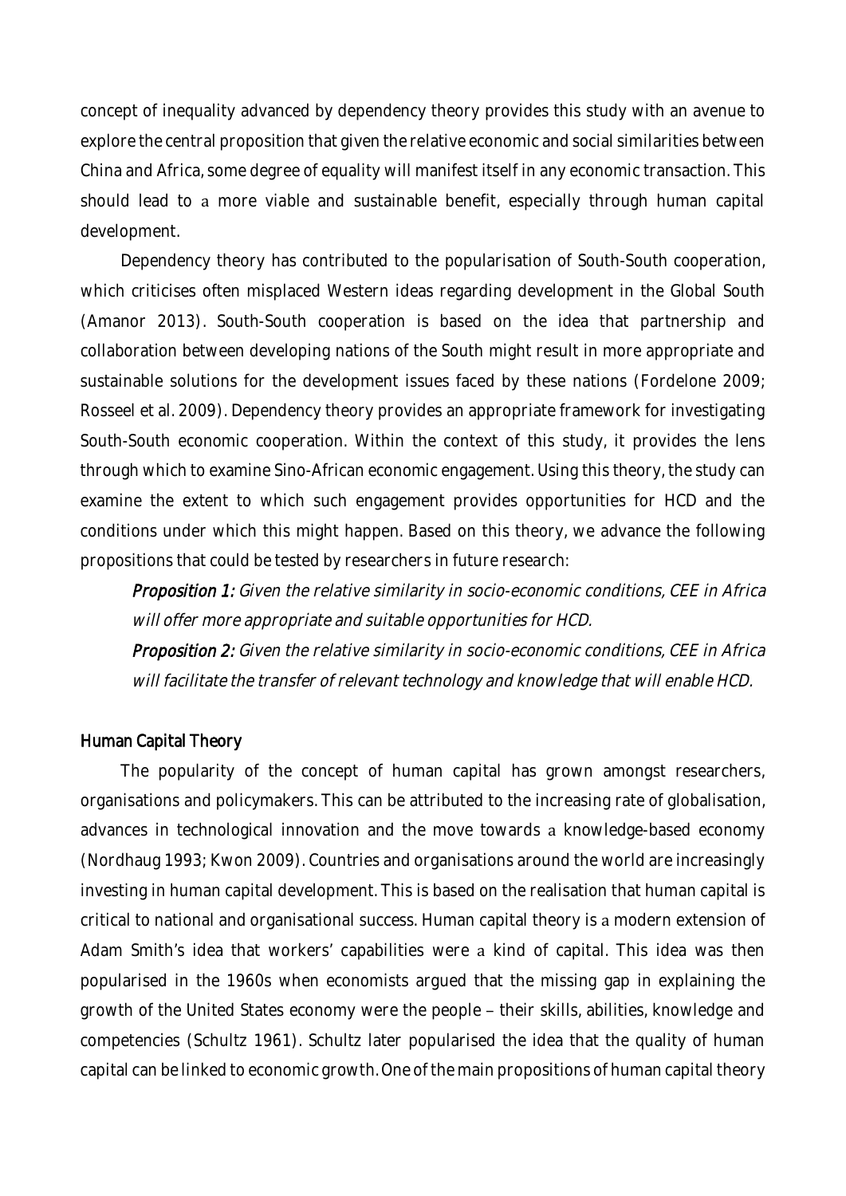concept of inequality advanced by dependency theory provides this study with an avenue to explore the central proposition that given the relative economic and social similarities between China and Africa, some degree of equality will manifest itself in any economic transaction. This should lead to a more viable and sustainable benefit, especially through human capital development.

Dependency theory has contributed to the popularisation of South-South cooperation, which criticises often misplaced Western ideas regarding development in the Global South (Amanor 2013). South-South cooperation is based on the idea that partnership and collaboration between developing nations of the South might result in more appropriate and sustainable solutions for the development issues faced by these nations (Fordelone 2009; Rosseel et al. 2009). Dependency theory provides an appropriate framework for investigating South-South economic cooperation. Within the context of this study, it provides the lens through which to examine Sino-African economic engagement. Using this theory, the study can examine the extent to which such engagement provides opportunities for HCD and the conditions under which this might happen. Based on this theory, we advance the following propositions that could be tested by researchers in future research:

> ***Proposition 1:*** *Given the relative similarity in socio-economic conditions, CEE in Africa will offer more appropriate and suitable opportunities for HCD.*
>
> ***Proposition 2:*** *Given the relative similarity in socio-economic conditions, CEE in Africa will facilitate the transfer of relevant technology and knowledge that will enable HCD.*

### Human Capital Theory

The popularity of the concept of human capital has grown amongst researchers, organisations and policymakers. This can be attributed to the increasing rate of globalisation, advances in technological innovation and the move towards a knowledge-based economy (Nordhaug 1993; Kwon 2009). Countries and organisations around the world are increasingly investing in human capital development. This is based on the realisation that human capital is critical to national and organisational success. Human capital theory is a modern extension of Adam Smith's idea that workers' capabilities were a kind of capital. This idea was then popularised in the 1960s when economists argued that the missing gap in explaining the growth of the United States economy were the people – their skills, abilities, knowledge and competencies (Schultz 1961). Schultz later popularised the idea that the quality of human capital can be linked to economic growth. One of the main propositions of human capital theory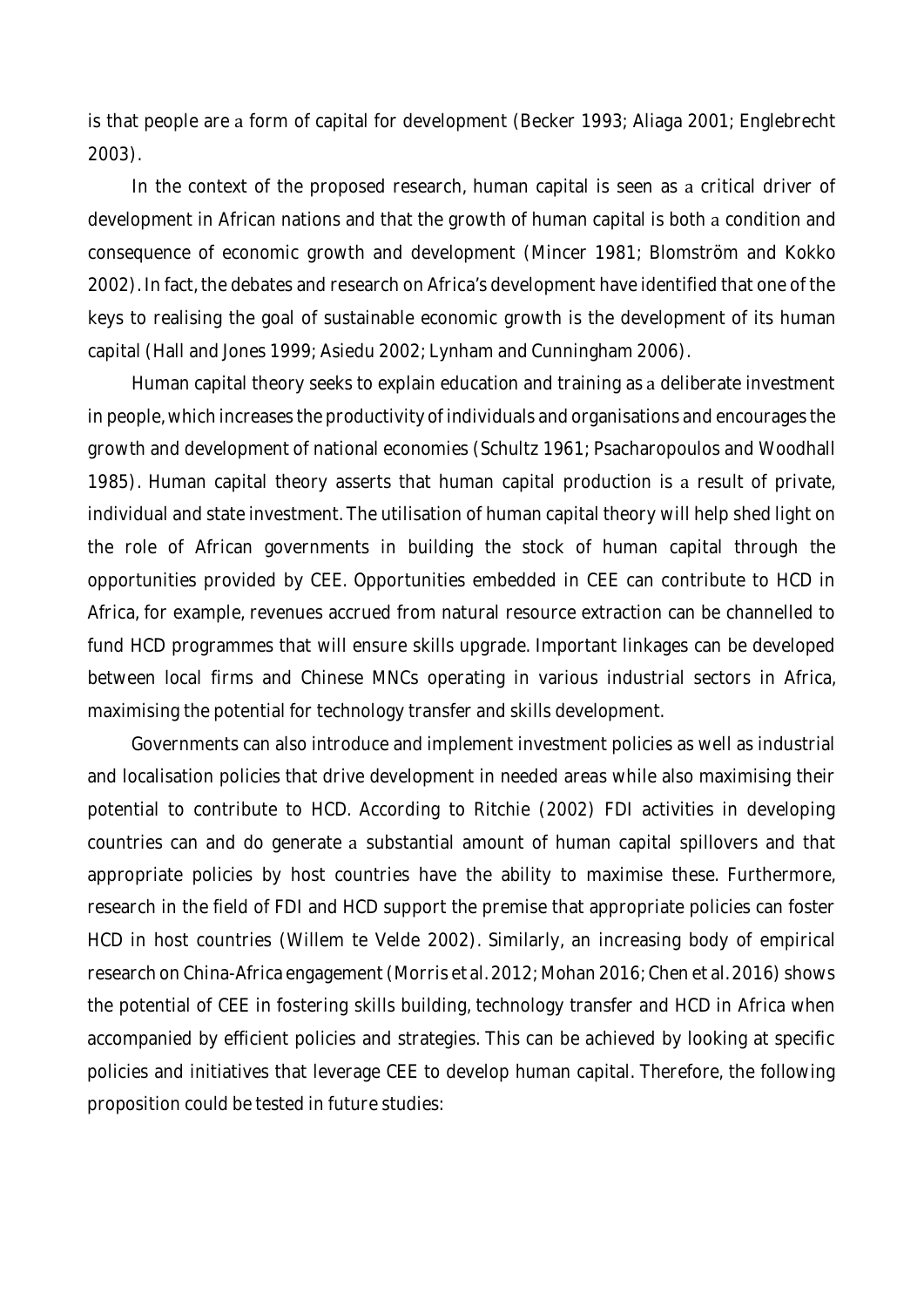is that people are a form of capital for development (Becker 1993; Aliaga 2001; Englebrecht 2003).

In the context of the proposed research, human capital is seen as a critical driver of development in African nations and that the growth of human capital is both a condition and consequence of economic growth and development (Mincer 1981; Blomström and Kokko 2002). In fact, the debates and research on Africa's development have identified that one of the keys to realising the goal of sustainable economic growth is the development of its human capital (Hall and Jones 1999; Asiedu 2002; Lynham and Cunningham 2006).

Human capital theory seeks to explain education and training as a deliberate investment in people, which increases the productivity of individuals and organisations and encourages the growth and development of national economies (Schultz 1961; Psacharopoulos and Woodhall 1985). Human capital theory asserts that human capital production is a result of private, individual and state investment. The utilisation of human capital theory will help shed light on the role of African governments in building the stock of human capital through the opportunities provided by CEE. Opportunities embedded in CEE can contribute to HCD in Africa, for example, revenues accrued from natural resource extraction can be channelled to fund HCD programmes that will ensure skills upgrade. Important linkages can be developed between local firms and Chinese MNCs operating in various industrial sectors in Africa, maximising the potential for technology transfer and skills development.

Governments can also introduce and implement investment policies as well as industrial and localisation policies that drive development in needed areas while also maximising their potential to contribute to HCD. According to Ritchie (2002) FDI activities in developing countries can and do generate a substantial amount of human capital spillovers and that appropriate policies by host countries have the ability to maximise these. Furthermore, research in the field of FDI and HCD support the premise that appropriate policies can foster HCD in host countries (Willem te Velde 2002). Similarly, an increasing body of empirical research on China-Africa engagement (Morris et al. 2012; Mohan 2016; Chen et al. 2016) shows the potential of CEE in fostering skills building, technology transfer and HCD in Africa when accompanied by efficient policies and strategies. This can be achieved by looking at specific policies and initiatives that leverage CEE to develop human capital. Therefore, the following proposition could be tested in future studies: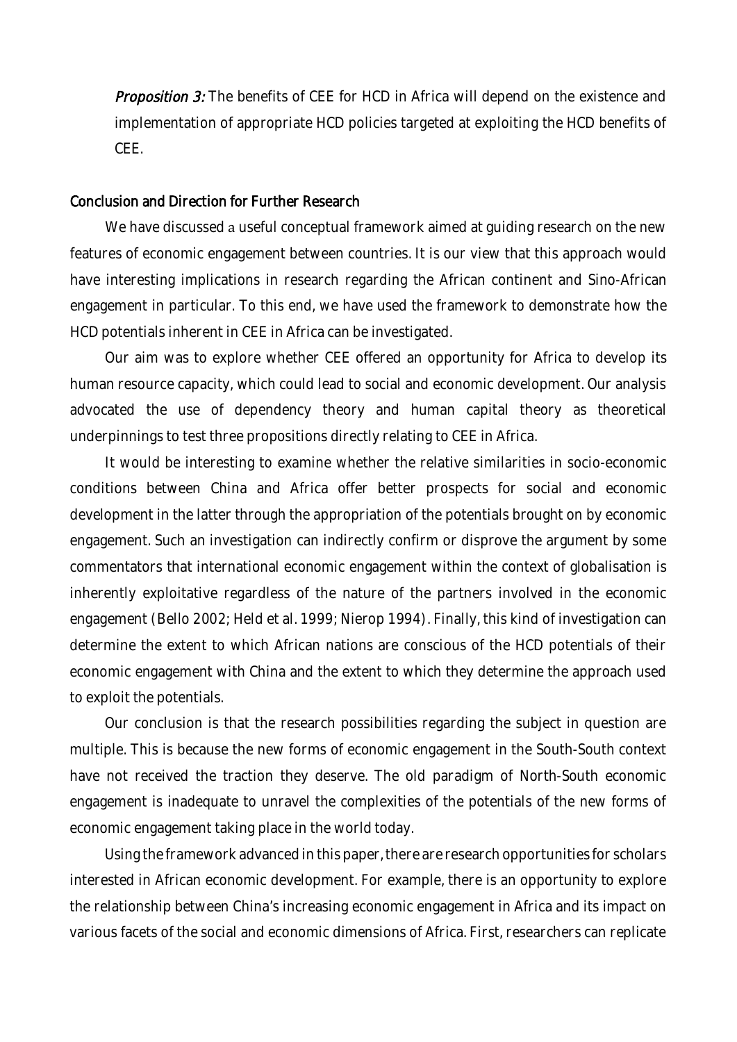*Proposition 3:* The benefits of CEE for HCD in Africa will depend on the existence and implementation of appropriate HCD policies targeted at exploiting the HCD benefits of CEE.

## Conclusion and Direction for Further Research

We have discussed a useful conceptual framework aimed at guiding research on the new features of economic engagement between countries. It is our view that this approach would have interesting implications in research regarding the African continent and Sino-African engagement in particular. To this end, we have used the framework to demonstrate how the HCD potentials inherent in CEE in Africa can be investigated.

Our aim was to explore whether CEE offered an opportunity for Africa to develop its human resource capacity, which could lead to social and economic development. Our analysis advocated the use of dependency theory and human capital theory as theoretical underpinnings to test three propositions directly relating to CEE in Africa.

It would be interesting to examine whether the relative similarities in socio-economic conditions between China and Africa offer better prospects for social and economic development in the latter through the appropriation of the potentials brought on by economic engagement. Such an investigation can indirectly confirm or disprove the argument by some commentators that international economic engagement within the context of globalisation is inherently exploitative regardless of the nature of the partners involved in the economic engagement (Bello 2002; Held et al. 1999; Nierop 1994). Finally, this kind of investigation can determine the extent to which African nations are conscious of the HCD potentials of their economic engagement with China and the extent to which they determine the approach used to exploit the potentials.

Our conclusion is that the research possibilities regarding the subject in question are multiple. This is because the new forms of economic engagement in the South-South context have not received the traction they deserve. The old paradigm of North-South economic engagement is inadequate to unravel the complexities of the potentials of the new forms of economic engagement taking place in the world today.

Using the framework advanced in this paper, there are research opportunities for scholars interested in African economic development. For example, there is an opportunity to explore the relationship between China's increasing economic engagement in Africa and its impact on various facets of the social and economic dimensions of Africa. First, researchers can replicate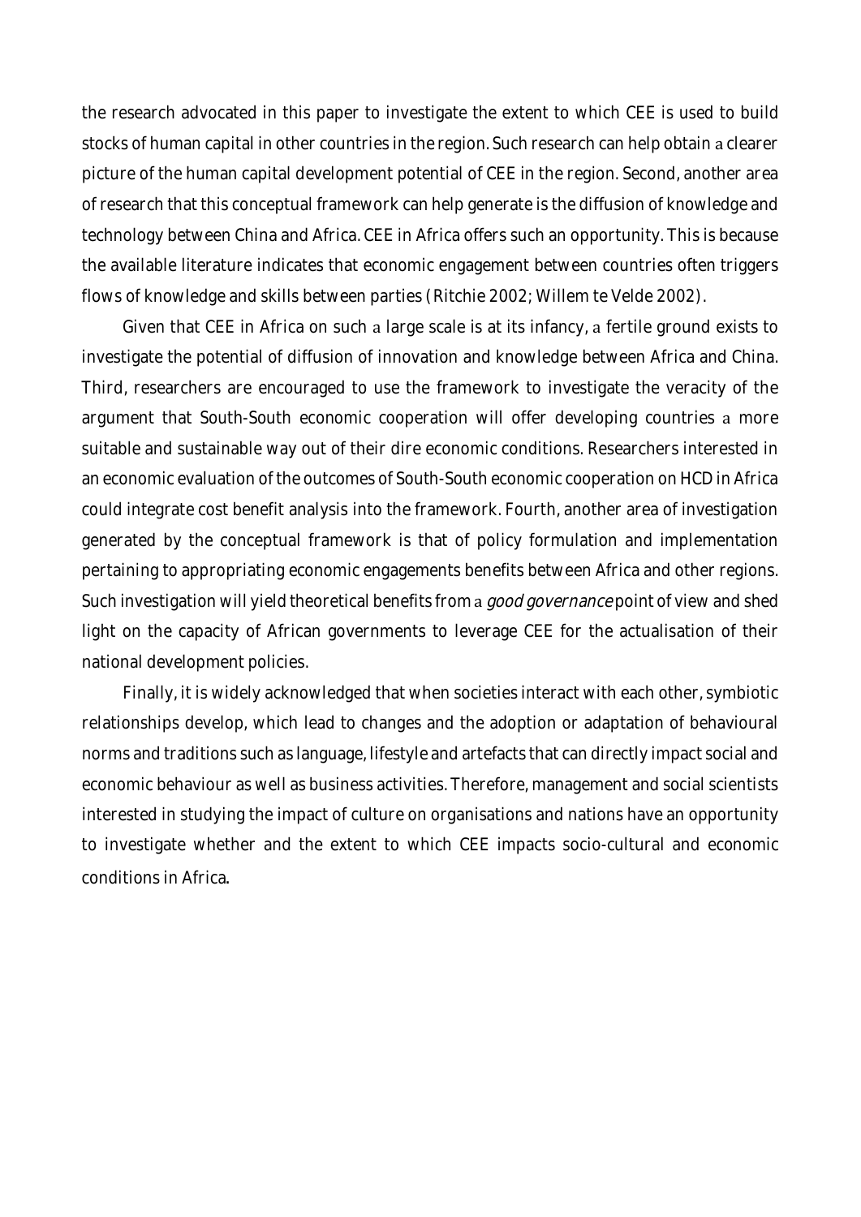the research advocated in this paper to investigate the extent to which CEE is used to build stocks of human capital in other countries in the region. Such research can help obtain a clearer picture of the human capital development potential of CEE in the region. Second, another area of research that this conceptual framework can help generate is the diffusion of knowledge and technology between China and Africa. CEE in Africa offers such an opportunity. This is because the available literature indicates that economic engagement between countries often triggers flows of knowledge and skills between parties (Ritchie 2002; Willem te Velde 2002).

Given that CEE in Africa on such a large scale is at its infancy, a fertile ground exists to investigate the potential of diffusion of innovation and knowledge between Africa and China. Third, researchers are encouraged to use the framework to investigate the veracity of the argument that South-South economic cooperation will offer developing countries a more suitable and sustainable way out of their dire economic conditions. Researchers interested in an economic evaluation of the outcomes of South-South economic cooperation on HCD in Africa could integrate cost benefit analysis into the framework. Fourth, another area of investigation generated by the conceptual framework is that of policy formulation and implementation pertaining to appropriating economic engagements benefits between Africa and other regions. Such investigation will yield theoretical benefits from a *good governance* point of view and shed light on the capacity of African governments to leverage CEE for the actualisation of their national development policies.

Finally, it is widely acknowledged that when societies interact with each other, symbiotic relationships develop, which lead to changes and the adoption or adaptation of behavioural norms and traditions such as language, lifestyle and artefacts that can directly impact social and economic behaviour as well as business activities. Therefore, management and social scientists interested in studying the impact of culture on organisations and nations have an opportunity to investigate whether and the extent to which CEE impacts socio-cultural and economic conditions in Africa.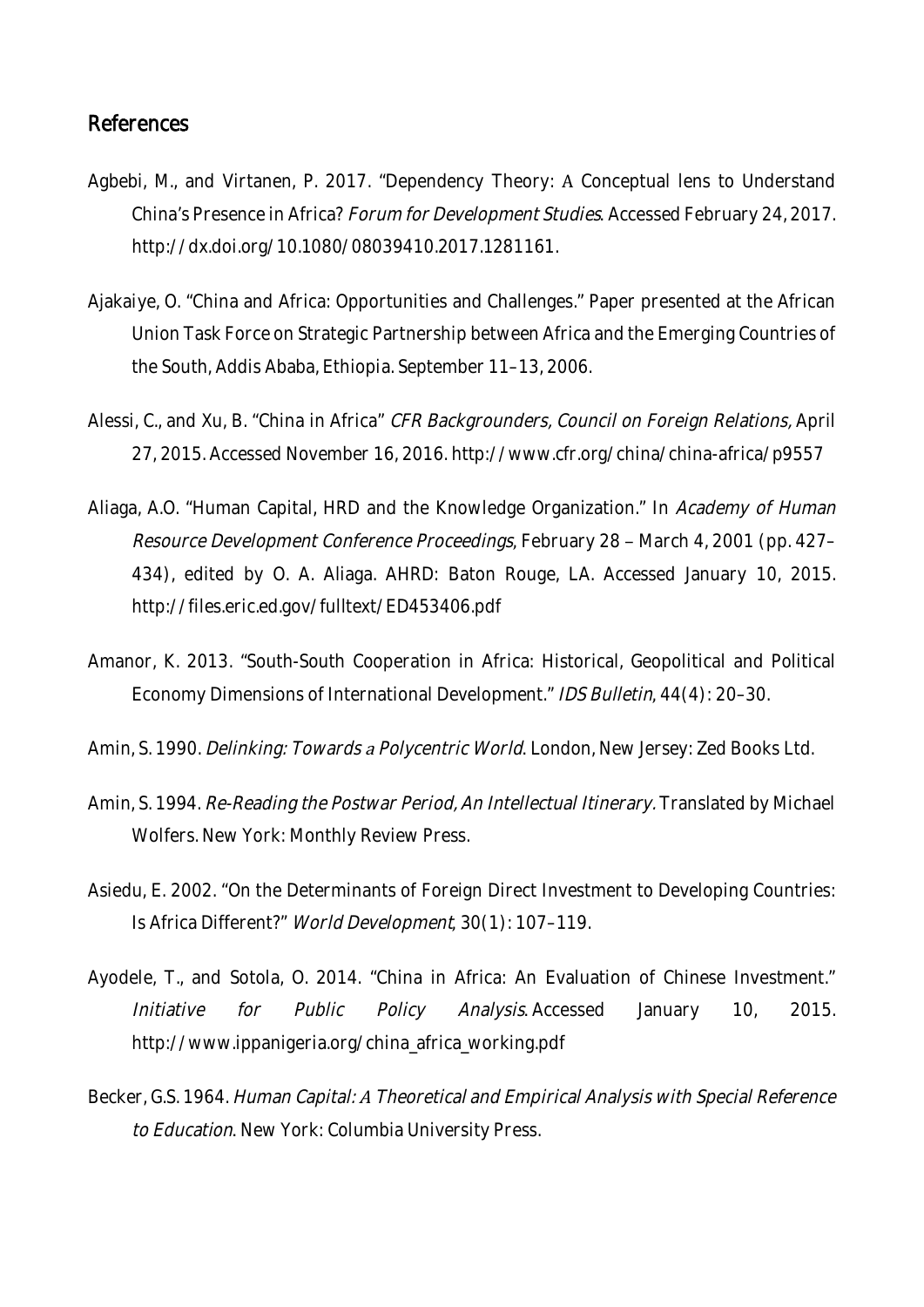## References

Agbebi, M., and Virtanen, P. 2017. "Dependency Theory: A Conceptual lens to Understand China's Presence in Africa? *Forum for Development Studies*. Accessed February 24, 2017. http://dx.doi.org/10.1080/08039410.2017.1281161.

Ajakaiye, O. "China and Africa: Opportunities and Challenges." Paper presented at the African Union Task Force on Strategic Partnership between Africa and the Emerging Countries of the South, Addis Ababa, Ethiopia. September 11–13, 2006.

Alessi, C., and Xu, B. "China in Africa" *CFR Backgrounders, Council on Foreign Relations,* April 27, 2015. Accessed November 16, 2016. http://www.cfr.org/china/china-africa/p9557

Aliaga, A.O. "Human Capital, HRD and the Knowledge Organization." In *Academy of Human Resource Development Conference Proceedings*, February 28 – March 4, 2001 (pp. 427–434), edited by O. A. Aliaga. AHRD: Baton Rouge, LA. Accessed January 10, 2015. http://files.eric.ed.gov/fulltext/ED453406.pdf

Amanor, K. 2013. "South-South Cooperation in Africa: Historical, Geopolitical and Political Economy Dimensions of International Development." *IDS Bulletin*, 44(4): 20–30.

Amin, S. 1990. *Delinking: Towards a Polycentric World*. London, New Jersey: Zed Books Ltd.

Amin, S. 1994. *Re-Reading the Postwar Period, An Intellectual Itinerary.* Translated by Michael Wolfers. New York: Monthly Review Press.

Asiedu, E. 2002. "On the Determinants of Foreign Direct Investment to Developing Countries: Is Africa Different?" *World Development*, 30(1): 107–119.

Ayodele, T., and Sotola, O. 2014. "China in Africa: An Evaluation of Chinese Investment." *Initiative for Public Policy Analysis*. Accessed January 10, 2015. http://www.ippanigeria.org/china_africa_working.pdf

Becker, G.S. 1964. *Human Capital: A Theoretical and Empirical Analysis with Special Reference to Education*. New York: Columbia University Press.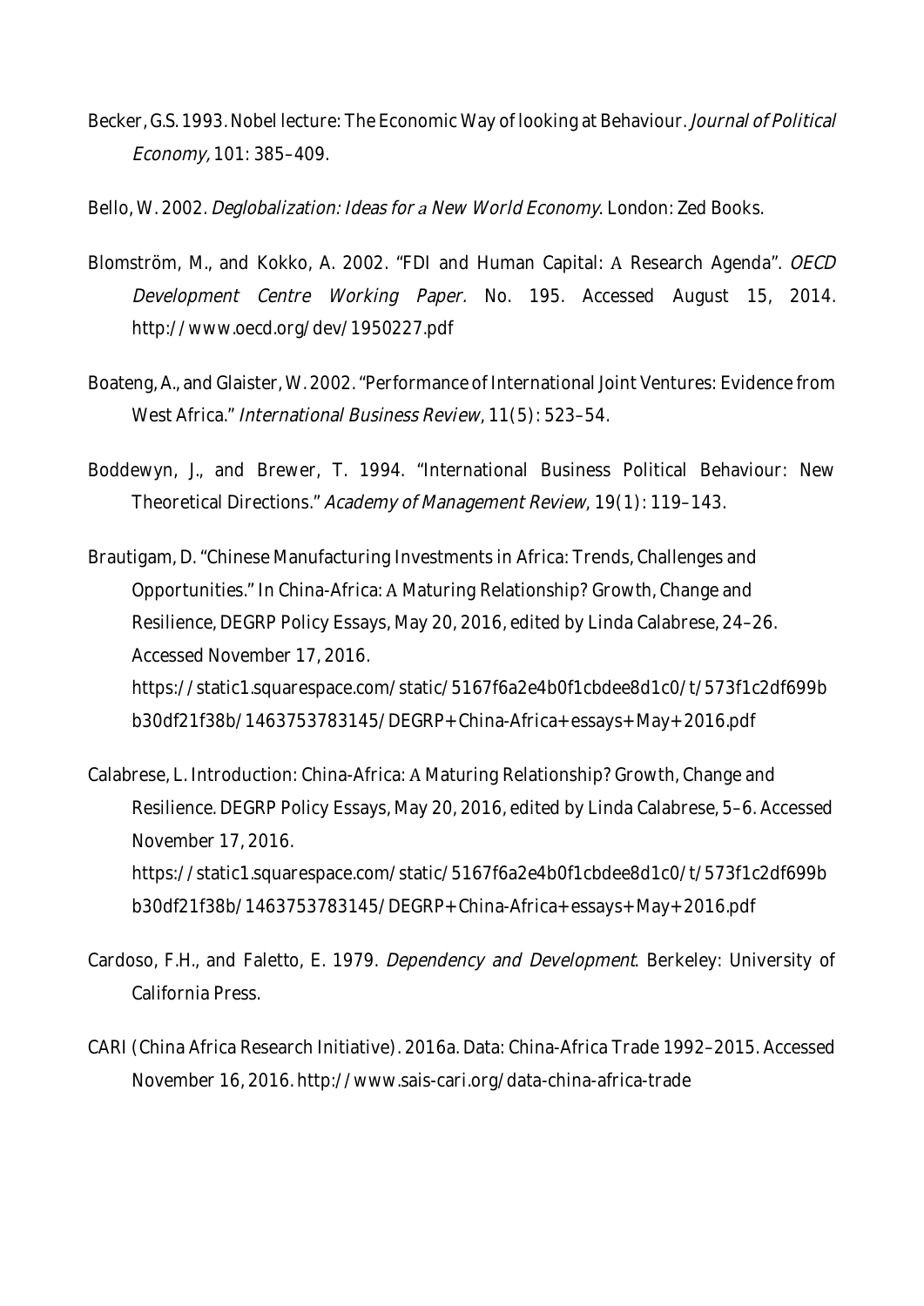Becker, G.S. 1993. Nobel lecture: The Economic Way of looking at Behaviour. *Journal of Political Economy,* 101: 385–409.

Bello, W. 2002. *Deglobalization: Ideas for a New World Economy*. London: Zed Books.

Blomström, M., and Kokko, A. 2002. "FDI and Human Capital: A Research Agenda". *OECD Development Centre Working Paper.* No. 195. Accessed August 15, 2014. http://www.oecd.org/dev/1950227.pdf

Boateng, A., and Glaister, W. 2002. "Performance of International Joint Ventures: Evidence from West Africa." *International Business Review*, 11(5): 523–54.

Boddewyn, J., and Brewer, T. 1994. "International Business Political Behaviour: New Theoretical Directions." *Academy of Management Review*, 19(1): 119–143.

Brautigam, D. "Chinese Manufacturing Investments in Africa: Trends, Challenges and Opportunities." In China-Africa: A Maturing Relationship? Growth, Change and Resilience, DEGRP Policy Essays, May 20, 2016, edited by Linda Calabrese, 24–26. Accessed November 17, 2016. https://static1.squarespace.com/static/5167f6a2e4b0f1cbdee8d1c0/t/573f1c2df699bb30df21f38b/1463753783145/DEGRP+China-Africa+essays+May+2016.pdf

Calabrese, L. Introduction: China-Africa: A Maturing Relationship? Growth, Change and Resilience. DEGRP Policy Essays, May 20, 2016, edited by Linda Calabrese, 5–6. Accessed November 17, 2016. https://static1.squarespace.com/static/5167f6a2e4b0f1cbdee8d1c0/t/573f1c2df699bb30df21f38b/1463753783145/DEGRP+China-Africa+essays+May+2016.pdf

Cardoso, F.H., and Faletto, E. 1979. *Dependency and Development*. Berkeley: University of California Press.

CARI (China Africa Research Initiative). 2016a. Data: China-Africa Trade 1992–2015. Accessed November 16, 2016. http://www.sais-cari.org/data-china-africa-trade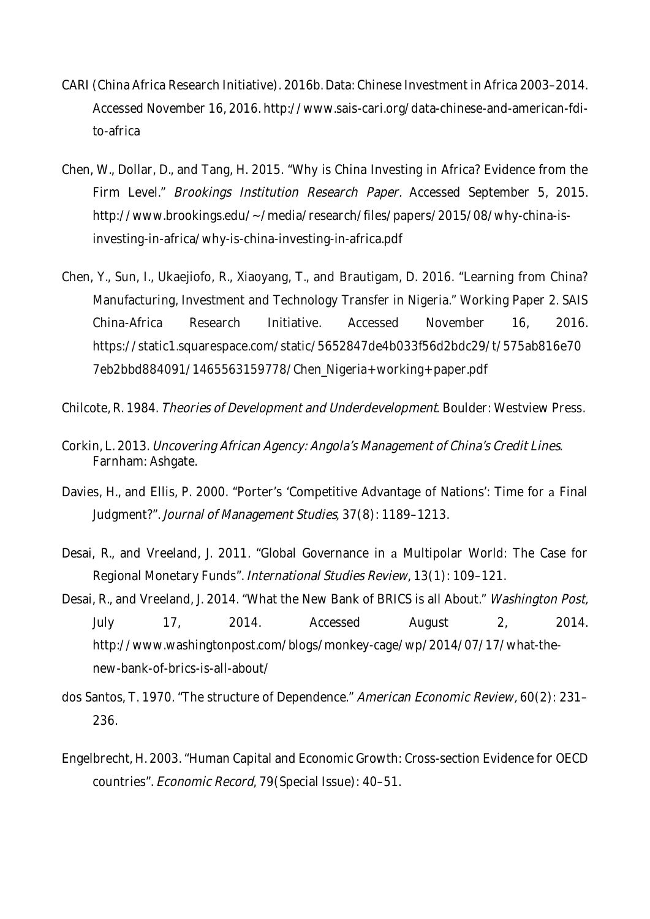CARI (China Africa Research Initiative). 2016b. Data: Chinese Investment in Africa 2003–2014. Accessed November 16, 2016. http://www.sais-cari.org/data-chinese-and-american-fdi-to-africa

Chen, W., Dollar, D., and Tang, H. 2015. "Why is China Investing in Africa? Evidence from the Firm Level." *Brookings Institution Research Paper*. Accessed September 5, 2015. http://www.brookings.edu/~/media/research/files/papers/2015/08/why-china-is-investing-in-africa/why-is-china-investing-in-africa.pdf

Chen, Y., Sun, I., Ukaejiofo, R., Xiaoyang, T., and Brautigam, D. 2016. "Learning from China? Manufacturing, Investment and Technology Transfer in Nigeria." Working Paper 2. SAIS China-Africa Research Initiative. Accessed November 16, 2016. https://static1.squarespace.com/static/5652847de4b033f56d2bdc29/t/575ab816e707eb2bbd884091/1465563159778/Chen_Nigeria+working+paper.pdf

Chilcote, R. 1984. *Theories of Development and Underdevelopment*. Boulder: Westview Press.

Corkin, L. 2013. *Uncovering African Agency: Angola's Management of China's Credit Lines*. Farnham: Ashgate.

Davies, H., and Ellis, P. 2000. "Porter's 'Competitive Advantage of Nations': Time for a Final Judgment?". *Journal of Management Studies*, 37(8): 1189–1213.

Desai, R., and Vreeland, J. 2011. "Global Governance in a Multipolar World: The Case for Regional Monetary Funds". *International Studies Review*, 13(1): 109–121.

Desai, R., and Vreeland, J. 2014. "What the New Bank of BRICS is all About." *Washington Post*, July 17, 2014. Accessed August 2, 2014. http://www.washingtonpost.com/blogs/monkey-cage/wp/2014/07/17/what-the-new-bank-of-brics-is-all-about/

dos Santos, T. 1970. "The structure of Dependence." *American Economic Review*, 60(2): 231–236.

Engelbrecht, H. 2003. "Human Capital and Economic Growth: Cross-section Evidence for OECD countries". *Economic Record*, 79(Special Issue): 40–51.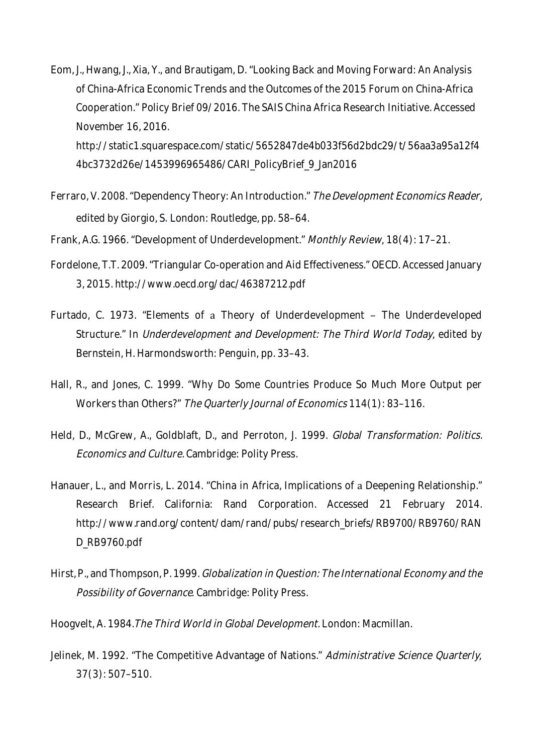Eom, J., Hwang, J., Xia, Y., and Brautigam, D. "Looking Back and Moving Forward: An Analysis of China-Africa Economic Trends and the Outcomes of the 2015 Forum on China-Africa Cooperation." Policy Brief 09/2016. The SAIS China Africa Research Initiative. Accessed November 16, 2016. http://static1.squarespace.com/static/5652847de4b033f56d2bdc29/t/56aa3a95a12f44bc3732d26e/1453996965486/CARI_PolicyBrief_9_Jan2016

Ferraro, V. 2008. "Dependency Theory: An Introduction." *The Development Economics Reader,* edited by Giorgio, S. London: Routledge, pp. 58–64.

Frank, A.G. 1966. "Development of Underdevelopment." *Monthly Review*, 18(4): 17–21.

Fordelone, T.T. 2009. "Triangular Co-operation and Aid Effectiveness." OECD. Accessed January 3, 2015. http://www.oecd.org/dac/46387212.pdf

Furtado, C. 1973. "Elements of a Theory of Underdevelopment – The Underdeveloped Structure." In *Underdevelopment and Development: The Third World Today*, edited by Bernstein, H. Harmondsworth: Penguin, pp. 33–43.

Hall, R., and Jones, C. 1999. "Why Do Some Countries Produce So Much More Output per Workers than Others?" *The Quarterly Journal of Economics* 114(1): 83–116.

Held, D., McGrew, A., Goldblaft, D., and Perroton, J. 1999. *Global Transformation: Politics. Economics and Culture.* Cambridge: Polity Press.

Hanauer, L., and Morris, L. 2014. "China in Africa, Implications of a Deepening Relationship." Research Brief. California: Rand Corporation. Accessed 21 February 2014. http://www.rand.org/content/dam/rand/pubs/research_briefs/RB9700/RB9760/RAND_RB9760.pdf

Hirst, P., and Thompson, P. 1999. *Globalization in Question: The International Economy and the Possibility of Governance*. Cambridge: Polity Press.

Hoogvelt, A. 1984. *The Third World in Global Development.* London: Macmillan.

Jelinek, M. 1992. "The Competitive Advantage of Nations." *Administrative Science Quarterly*, 37(3): 507–510.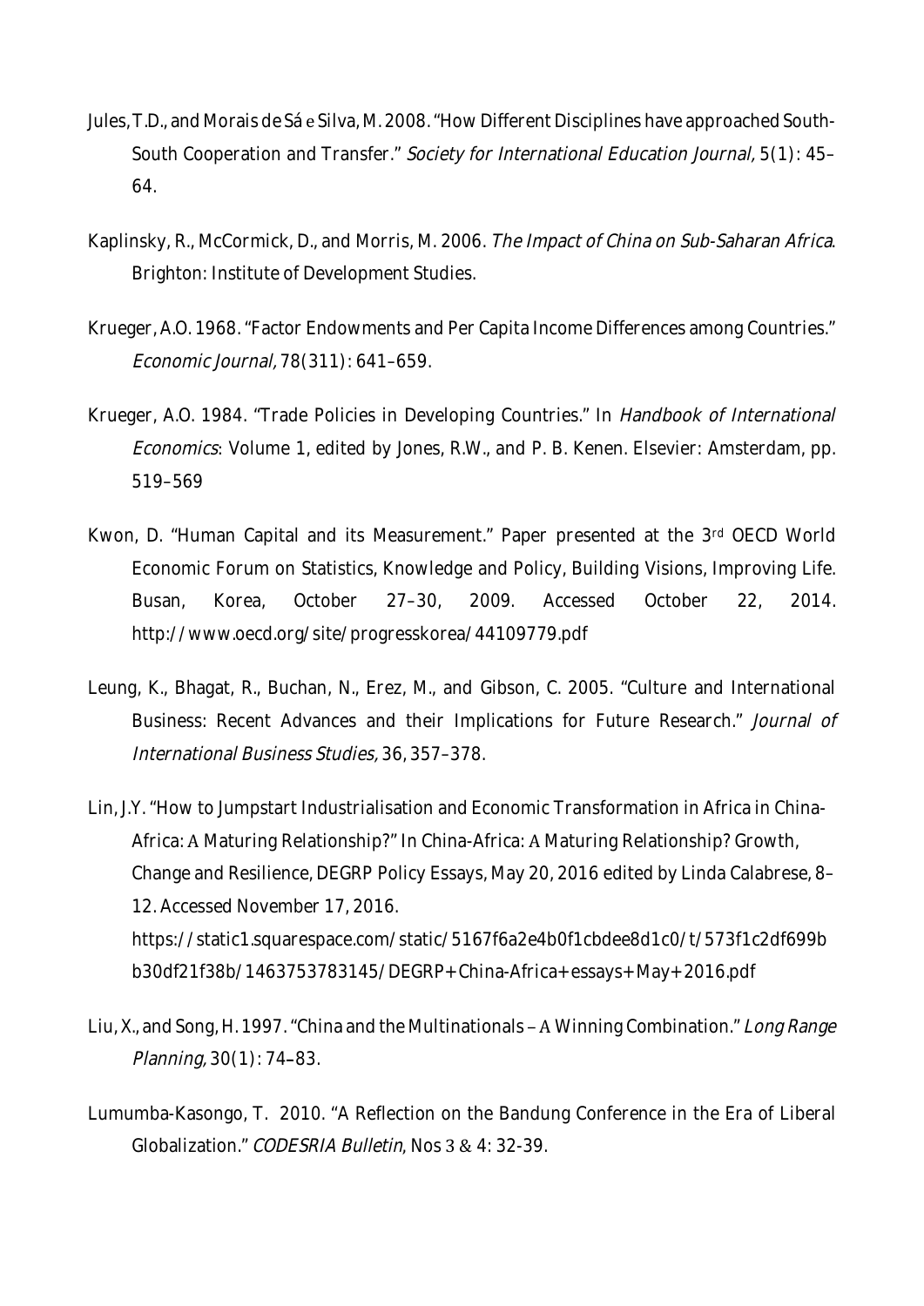Jules, T.D., and Morais de Sá e Silva, M. 2008. "How Different Disciplines have approached South-South Cooperation and Transfer." *Society for International Education Journal*, 5(1): 45–64.

Kaplinsky, R., McCormick, D., and Morris, M. 2006. *The Impact of China on Sub-Saharan Africa*. Brighton: Institute of Development Studies.

Krueger, A.O. 1968. "Factor Endowments and Per Capita Income Differences among Countries." *Economic Journal*, 78(311): 641–659.

Krueger, A.O. 1984. "Trade Policies in Developing Countries." In *Handbook of International Economics*: Volume 1, edited by Jones, R.W., and P. B. Kenen. Elsevier: Amsterdam, pp. 519–569

Kwon, D. "Human Capital and its Measurement." Paper presented at the 3rd OECD World Economic Forum on Statistics, Knowledge and Policy, Building Visions, Improving Life. Busan, Korea, October 27–30, 2009. Accessed October 22, 2014. http://www.oecd.org/site/progresskorea/44109779.pdf

Leung, K., Bhagat, R., Buchan, N., Erez, M., and Gibson, C. 2005. "Culture and International Business: Recent Advances and their Implications for Future Research." *Journal of International Business Studies*, 36, 357–378.

Lin, J.Y. "How to Jumpstart Industrialisation and Economic Transformation in Africa in China-Africa: A Maturing Relationship?" In China-Africa: A Maturing Relationship? Growth, Change and Resilience, DEGRP Policy Essays, May 20, 2016 edited by Linda Calabrese, 8–12. Accessed November 17, 2016. https://static1.squarespace.com/static/5167f6a2e4b0f1cbdee8d1c0/t/573f1c2df699bb30df21f38b/1463753783145/DEGRP+China-Africa+essays+May+2016.pdf

Liu, X., and Song, H. 1997. "China and the Multinationals – A Winning Combination." *Long Range Planning*, 30(1): 74–83.

Lumumba-Kasongo, T. 2010. "A Reflection on the Bandung Conference in the Era of Liberal Globalization." *CODESRIA Bulletin*, Nos 3 & 4: 32-39.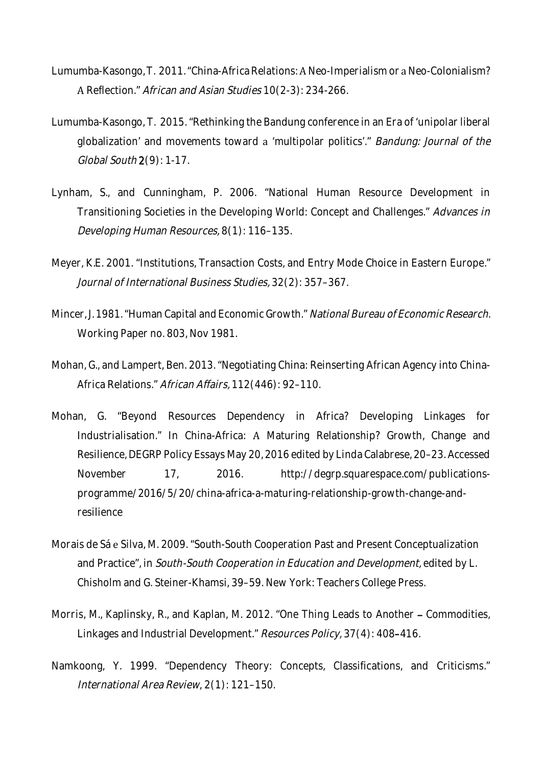Lumumba-Kasongo, T. 2011. "China-Africa Relations: A Neo-Imperialism or a Neo-Colonialism? A Reflection." *African and Asian Studies* 10(2-3): 234-266.

Lumumba-Kasongo, T. 2015. "Rethinking the Bandung conference in an Era of 'unipolar liberal globalization' and movements toward a 'multipolar politics'." *Bandung: Journal of the Global South* **2**(9): 1-17.

Lynham, S., and Cunningham, P. 2006. "National Human Resource Development in Transitioning Societies in the Developing World: Concept and Challenges." *Advances in Developing Human Resources,* 8(1): 116–135.

Meyer, K.E. 2001. "Institutions, Transaction Costs, and Entry Mode Choice in Eastern Europe." *Journal of International Business Studies,* 32(2): 357–367.

Mincer, J. 1981. "Human Capital and Economic Growth." *National Bureau of Economic Research.* Working Paper no. 803, Nov 1981.

Mohan, G., and Lampert, Ben. 2013. "Negotiating China: Reinserting African Agency into China-Africa Relations." *African Affairs,* 112(446): 92–110.

Mohan, G. "Beyond Resources Dependency in Africa? Developing Linkages for Industrialisation." In China-Africa: A Maturing Relationship? Growth, Change and Resilience, DEGRP Policy Essays May 20, 2016 edited by Linda Calabrese, 20–23. Accessed November 17, 2016. http://degrp.squarespace.com/publications-programme/2016/5/20/china-africa-a-maturing-relationship-growth-change-and-resilience

Morais de Sá e Silva, M. 2009. "South-South Cooperation Past and Present Conceptualization and Practice", in *South-South Cooperation in Education and Development,* edited by L. Chisholm and G. Steiner-Khamsi, 39–59. New York: Teachers College Press.

Morris, M., Kaplinsky, R., and Kaplan, M. 2012. "One Thing Leads to Another – Commodities, Linkages and Industrial Development." *Resources Policy,* 37(4): 408–416.

Namkoong, Y. 1999. "Dependency Theory: Concepts, Classifications, and Criticisms." *International Area Review*, 2(1): 121–150.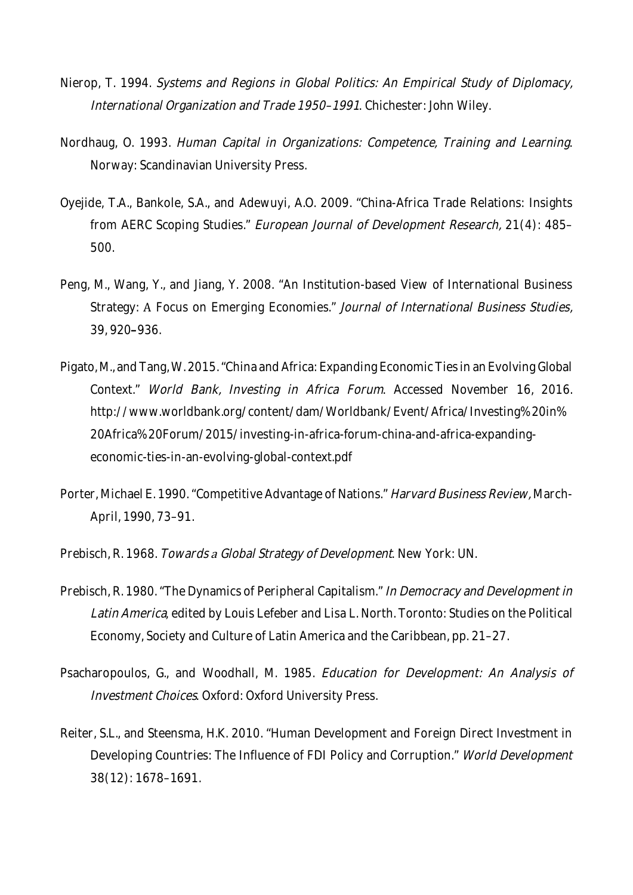Nierop, T. 1994. *Systems and Regions in Global Politics: An Empirical Study of Diplomacy, International Organization and Trade 1950–1991*. Chichester: John Wiley.

Nordhaug, O. 1993. *Human Capital in Organizations: Competence, Training and Learning*. Norway: Scandinavian University Press.

Oyejide, T.A., Bankole, S.A., and Adewuyi, A.O. 2009. "China-Africa Trade Relations: Insights from AERC Scoping Studies." *European Journal of Development Research,* 21(4): 485–500.

Peng, M., Wang, Y., and Jiang, Y. 2008. "An Institution-based View of International Business Strategy: A Focus on Emerging Economies." *Journal of International Business Studies,* 39, 920–936.

Pigato, M., and Tang, W. 2015. "China and Africa: Expanding Economic Ties in an Evolving Global Context." *World Bank, Investing in Africa Forum*. Accessed November 16, 2016. http://www.worldbank.org/content/dam/Worldbank/Event/Africa/Investing%20in%20Africa%20Forum/2015/investing-in-africa-forum-china-and-africa-expanding-economic-ties-in-an-evolving-global-context.pdf

Porter, Michael E. 1990. "Competitive Advantage of Nations." *Harvard Business Review,* March-April, 1990, 73–91.

Prebisch, R. 1968. *Towards a Global Strategy of Development*. New York: UN.

Prebisch, R. 1980. "The Dynamics of Peripheral Capitalism." *In Democracy and Development in Latin America*, edited by Louis Lefeber and Lisa L. North. Toronto: Studies on the Political Economy, Society and Culture of Latin America and the Caribbean, pp. 21–27.

Psacharopoulos, G., and Woodhall, M. 1985. *Education for Development: An Analysis of Investment Choices*. Oxford: Oxford University Press.

Reiter, S.L., and Steensma, H.K. 2010. "Human Development and Foreign Direct Investment in Developing Countries: The Influence of FDI Policy and Corruption." *World Development* 38(12): 1678–1691.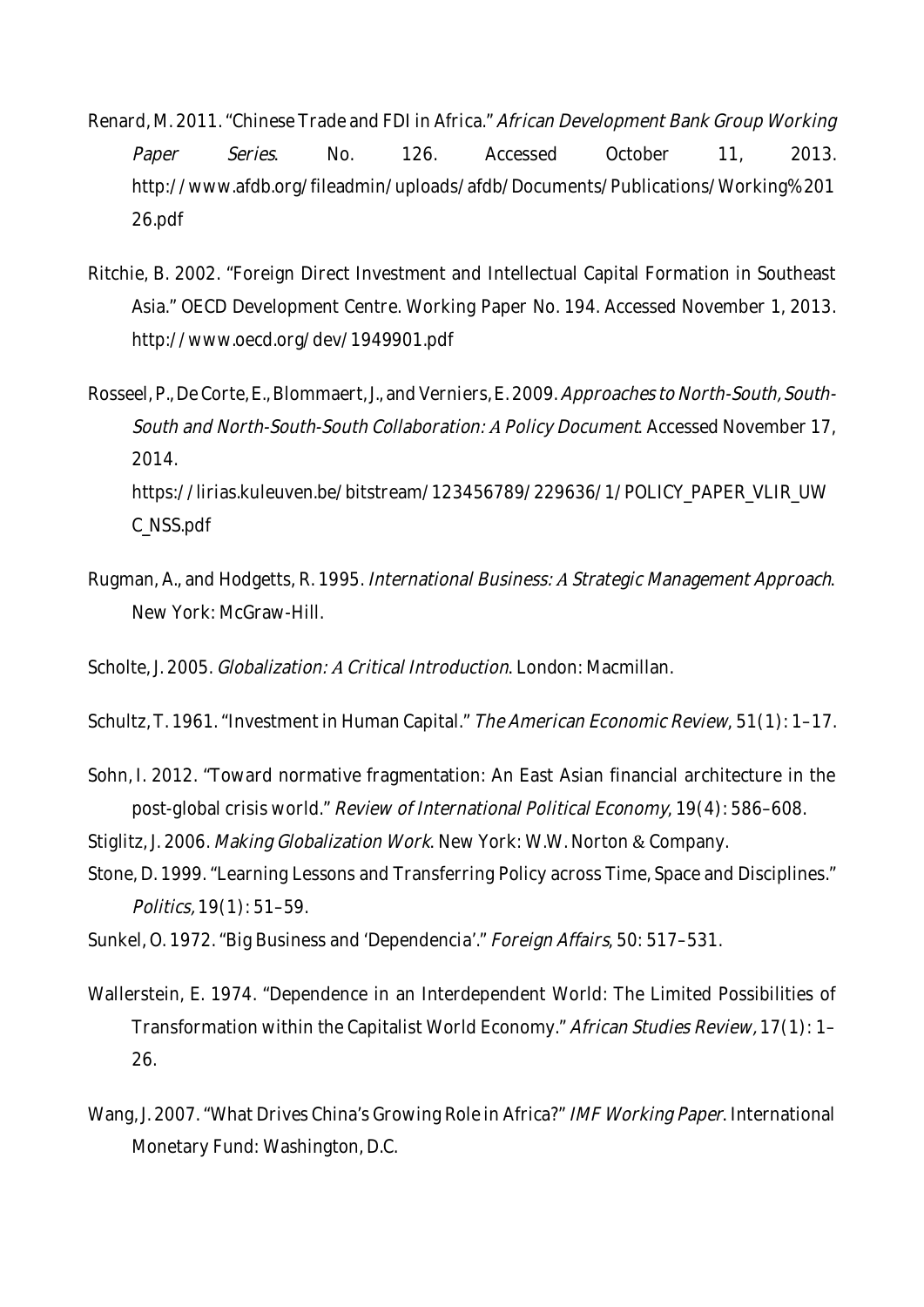Renard, M. 2011. “Chinese Trade and FDI in Africa.” *African Development Bank Group Working Paper Series*. No. 126. Accessed October 11, 2013. http://www.afdb.org/fileadmin/uploads/afdb/Documents/Publications/Working%20126.pdf

Ritchie, B. 2002. “Foreign Direct Investment and Intellectual Capital Formation in Southeast Asia.” OECD Development Centre. Working Paper No. 194. Accessed November 1, 2013. http://www.oecd.org/dev/1949901.pdf

Rosseel, P., De Corte, E., Blommaert, J., and Verniers, E. 2009. *Approaches to North-South, South-South and North-South-South Collaboration: A Policy Document*. Accessed November 17, 2014. https://lirias.kuleuven.be/bitstream/123456789/229636/1/POLICY_PAPER_VLIR_UWC_NSS.pdf

Rugman, A., and Hodgetts, R. 1995. *International Business: A Strategic Management Approach*. New York: McGraw-Hill.

Scholte, J. 2005. *Globalization: A Critical Introduction*. London: Macmillan.

Schultz, T. 1961. “Investment in Human Capital.” *The American Economic Review*, 51(1): 1–17.

Sohn, I. 2012. “Toward normative fragmentation: An East Asian financial architecture in the post-global crisis world.” *Review of International Political Economy*, 19(4): 586–608.

Stiglitz, J. 2006. *Making Globalization Work*. New York: W.W. Norton & Company.

Stone, D. 1999. “Learning Lessons and Transferring Policy across Time, Space and Disciplines.” *Politics*, 19(1): 51–59.

Sunkel, O. 1972. “Big Business and ‘Dependencia’.” *Foreign Affairs*, 50: 517–531.

Wallerstein, E. 1974. “Dependence in an Interdependent World: The Limited Possibilities of Transformation within the Capitalist World Economy.” *African Studies Review*, 17(1): 1–26.

Wang, J. 2007. “What Drives China's Growing Role in Africa?” *IMF Working Paper*. International Monetary Fund: Washington, D.C.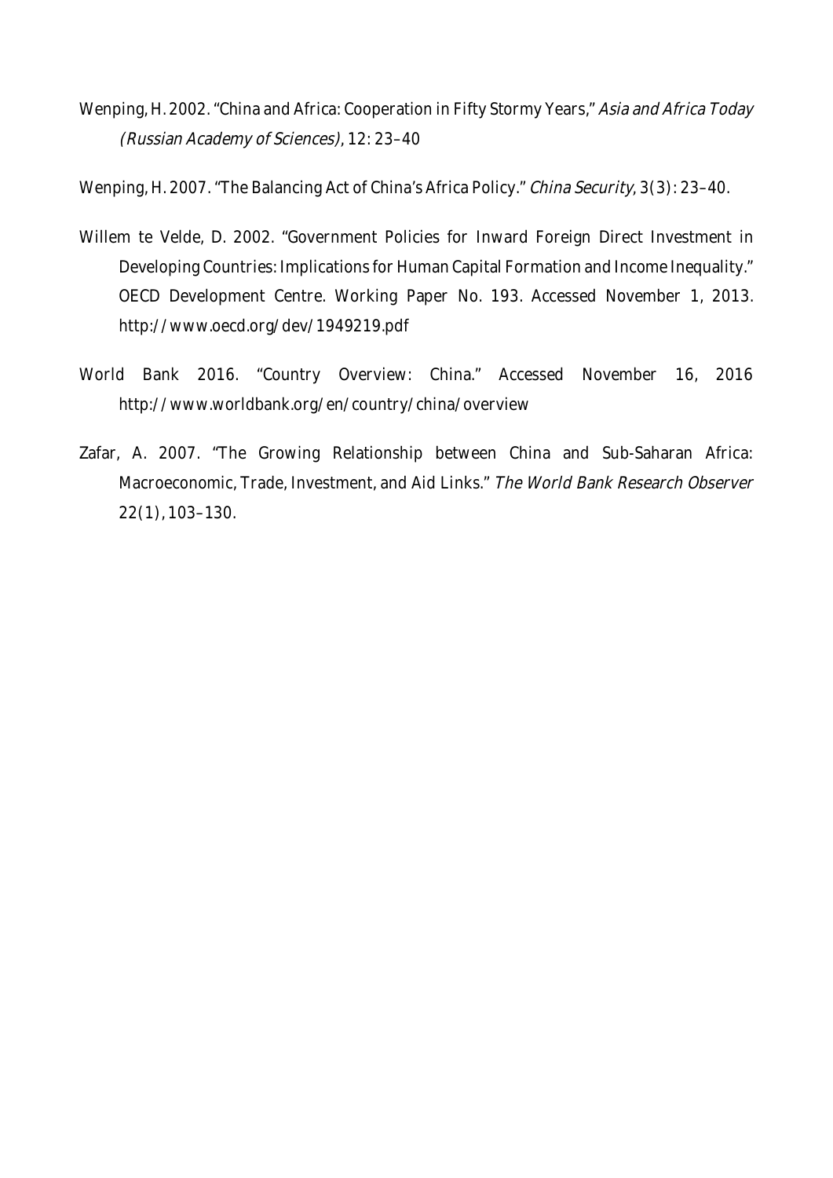Wenping, H. 2002. "China and Africa: Cooperation in Fifty Stormy Years," *Asia and Africa Today (Russian Academy of Sciences)*, 12: 23–40

Wenping, H. 2007. "The Balancing Act of China's Africa Policy." *China Security*, 3(3): 23–40.

Willem te Velde, D. 2002. "Government Policies for Inward Foreign Direct Investment in Developing Countries: Implications for Human Capital Formation and Income Inequality." OECD Development Centre. Working Paper No. 193. Accessed November 1, 2013. http://www.oecd.org/dev/1949219.pdf

World Bank 2016. "Country Overview: China." Accessed November 16, 2016 http://www.worldbank.org/en/country/china/overview

Zafar, A. 2007. "The Growing Relationship between China and Sub-Saharan Africa: Macroeconomic, Trade, Investment, and Aid Links." *The World Bank Research Observer* 22(1), 103–130.